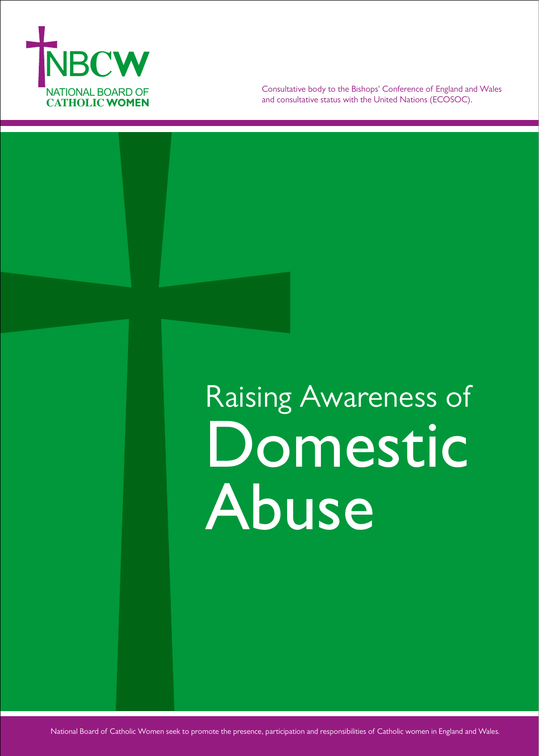NBCW

NATIONAL BOARD OF CATHOLIC WOMEN

Consultative body to the Bishops' Conference of England and Wales and consultative status with the United Nations (ECOSOC).

# Raising Awareness of Domestic Abuse

National Board of Catholic Women seek to promote the presence, participation and responsibilities of Catholic women in England and Wales.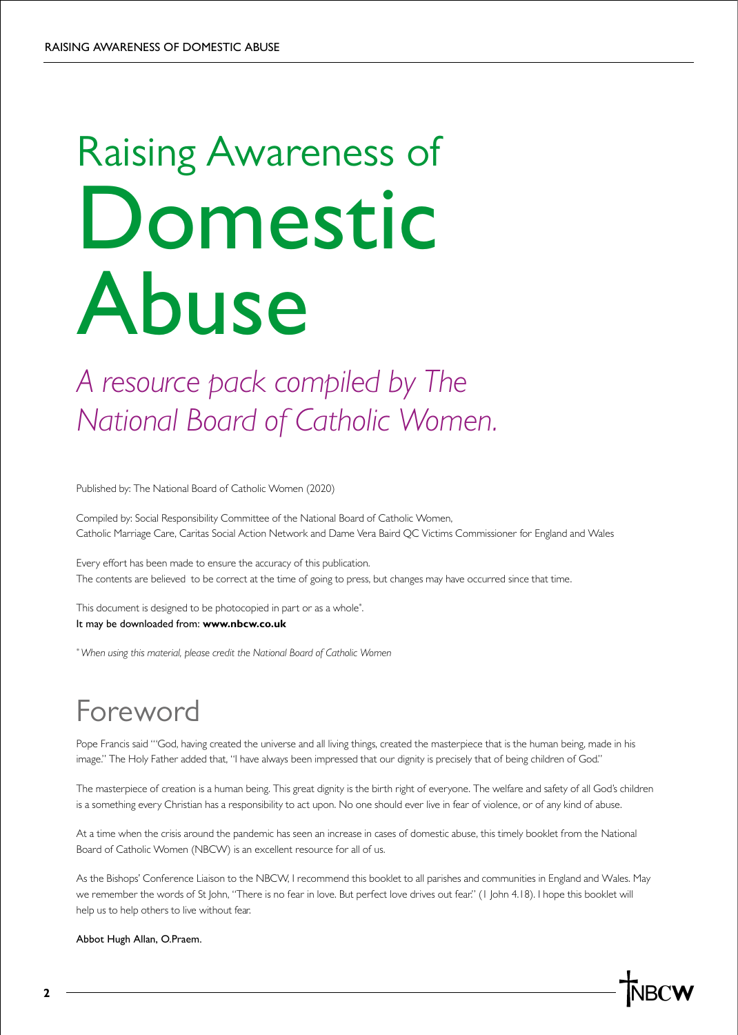# Raising Awareness of Domestic Abuse

*A resource pack compiled by The National Board of Catholic Women.*

Published by: The National Board of Catholic Women (2020)

Compiled by: Social Responsibility Committee of the National Board of Catholic Women,
Catholic Marriage Care, Caritas Social Action Network and Dame Vera Baird QC Victims Commissioner for England and Wales

Every effort has been made to ensure the accuracy of this publication.
The contents are believed to be correct at the time of going to press, but changes may have occurred since that time.

This document is designed to be photocopied in part or as a whole*.
It may be downloaded from: **www.nbcw.co.uk**

* *When using this material, please credit the National Board of Catholic Women*

## Foreword

Pope Francis said "'God, having created the universe and all living things, created the masterpiece that is the human being, made in his image." The Holy Father added that, "I have always been impressed that our dignity is precisely that of being children of God."

The masterpiece of creation is a human being. This great dignity is the birth right of everyone. The welfare and safety of all God's children is a something every Christian has a responsibility to act upon. No one should ever live in fear of violence, or of any kind of abuse.

At a time when the crisis around the pandemic has seen an increase in cases of domestic abuse, this timely booklet from the National Board of Catholic Women (NBCW) is an excellent resource for all of us.

As the Bishops' Conference Liaison to the NBCW, I recommend this booklet to all parishes and communities in England and Wales. May we remember the words of St John, "There is no fear in love. But perfect love drives out fear." (1 John 4.18). I hope this booklet will help us to help others to live without fear.

Abbot Hugh Allan, O.Praem.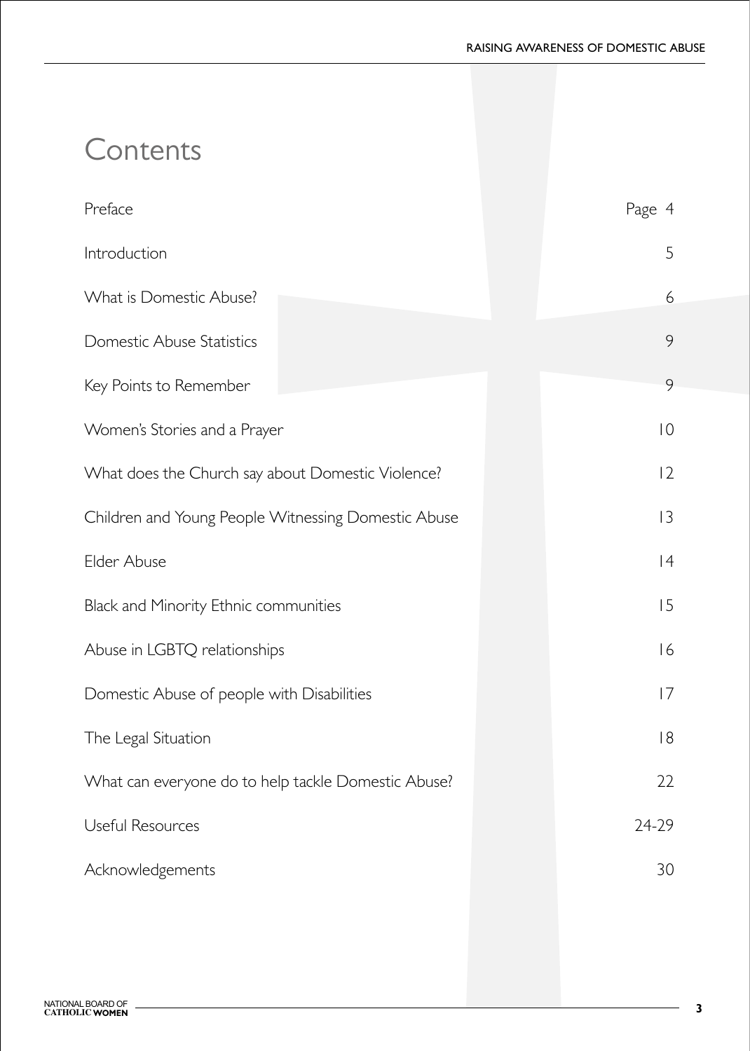# Contents

| | |
|---|---|
| Preface | Page 4 |
| Introduction | 5 |
| What is Domestic Abuse? | 6 |
| Domestic Abuse Statistics | 9 |
| Key Points to Remember | 9 |
| Women's Stories and a Prayer | 10 |
| What does the Church say about Domestic Violence? | 12 |
| Children and Young People Witnessing Domestic Abuse | 13 |
| Elder Abuse | 14 |
| Black and Minority Ethnic communities | 15 |
| Abuse in LGBTQ relationships | 16 |
| Domestic Abuse of people with Disabilities | 17 |
| The Legal Situation | 18 |
| What can everyone do to help tackle Domestic Abuse? | 22 |
| Useful Resources | 24-29 |
| Acknowledgements | 30 |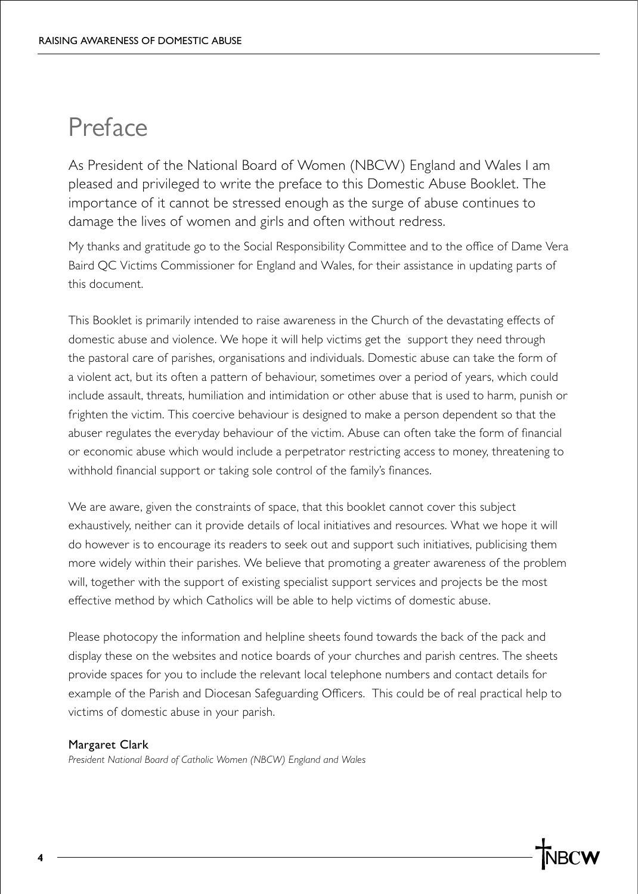# Preface

As President of the National Board of Women (NBCW) England and Wales I am pleased and privileged to write the preface to this Domestic Abuse Booklet. The importance of it cannot be stressed enough as the surge of abuse continues to damage the lives of women and girls and often without redress.

My thanks and gratitude go to the Social Responsibility Committee and to the office of Dame Vera Baird QC Victims Commissioner for England and Wales, for their assistance in updating parts of this document.

This Booklet is primarily intended to raise awareness in the Church of the devastating effects of domestic abuse and violence. We hope it will help victims get the support they need through the pastoral care of parishes, organisations and individuals. Domestic abuse can take the form of a violent act, but its often a pattern of behaviour, sometimes over a period of years, which could include assault, threats, humiliation and intimidation or other abuse that is used to harm, punish or frighten the victim. This coercive behaviour is designed to make a person dependent so that the abuser regulates the everyday behaviour of the victim. Abuse can often take the form of financial or economic abuse which would include a perpetrator restricting access to money, threatening to withhold financial support or taking sole control of the family's finances.

We are aware, given the constraints of space, that this booklet cannot cover this subject exhaustively, neither can it provide details of local initiatives and resources. What we hope it will do however is to encourage its readers to seek out and support such initiatives, publicising them more widely within their parishes. We believe that promoting a greater awareness of the problem will, together with the support of existing specialist support services and projects be the most effective method by which Catholics will be able to help victims of domestic abuse.

Please photocopy the information and helpline sheets found towards the back of the pack and display these on the websites and notice boards of your churches and parish centres. The sheets provide spaces for you to include the relevant local telephone numbers and contact details for example of the Parish and Diocesan Safeguarding Officers. This could be of real practical help to victims of domestic abuse in your parish.

Margaret Clark
*President National Board of Catholic Women (NBCW) England and Wales*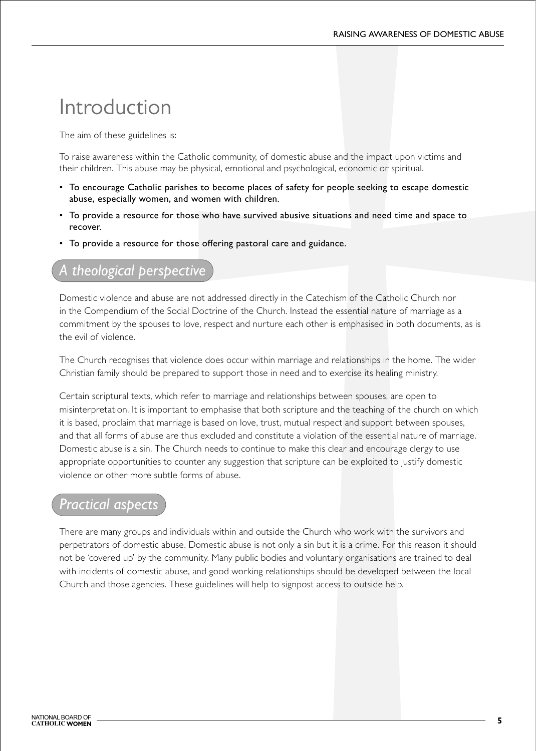# Introduction

The aim of these guidelines is:

To raise awareness within the Catholic community, of domestic abuse and the impact upon victims and their children. This abuse may be physical, emotional and psychological, economic or spiritual.

- To encourage Catholic parishes to become places of safety for people seeking to escape domestic abuse, especially women, and women with children.
- To provide a resource for those who have survived abusive situations and need time and space to recover.
- To provide a resource for those offering pastoral care and guidance.

## *A theological perspective*

Domestic violence and abuse are not addressed directly in the Catechism of the Catholic Church nor in the Compendium of the Social Doctrine of the Church. Instead the essential nature of marriage as a commitment by the spouses to love, respect and nurture each other is emphasised in both documents, as is the evil of violence.

The Church recognises that violence does occur within marriage and relationships in the home. The wider Christian family should be prepared to support those in need and to exercise its healing ministry.

Certain scriptural texts, which refer to marriage and relationships between spouses, are open to misinterpretation. It is important to emphasise that both scripture and the teaching of the church on which it is based, proclaim that marriage is based on love, trust, mutual respect and support between spouses, and that all forms of abuse are thus excluded and constitute a violation of the essential nature of marriage. Domestic abuse is a sin. The Church needs to continue to make this clear and encourage clergy to use appropriate opportunities to counter any suggestion that scripture can be exploited to justify domestic violence or other more subtle forms of abuse.

## *Practical aspects*

There are many groups and individuals within and outside the Church who work with the survivors and perpetrators of domestic abuse. Domestic abuse is not only a sin but it is a crime. For this reason it should not be 'covered up' by the community. Many public bodies and voluntary organisations are trained to deal with incidents of domestic abuse, and good working relationships should be developed between the local Church and those agencies. These guidelines will help to signpost access to outside help.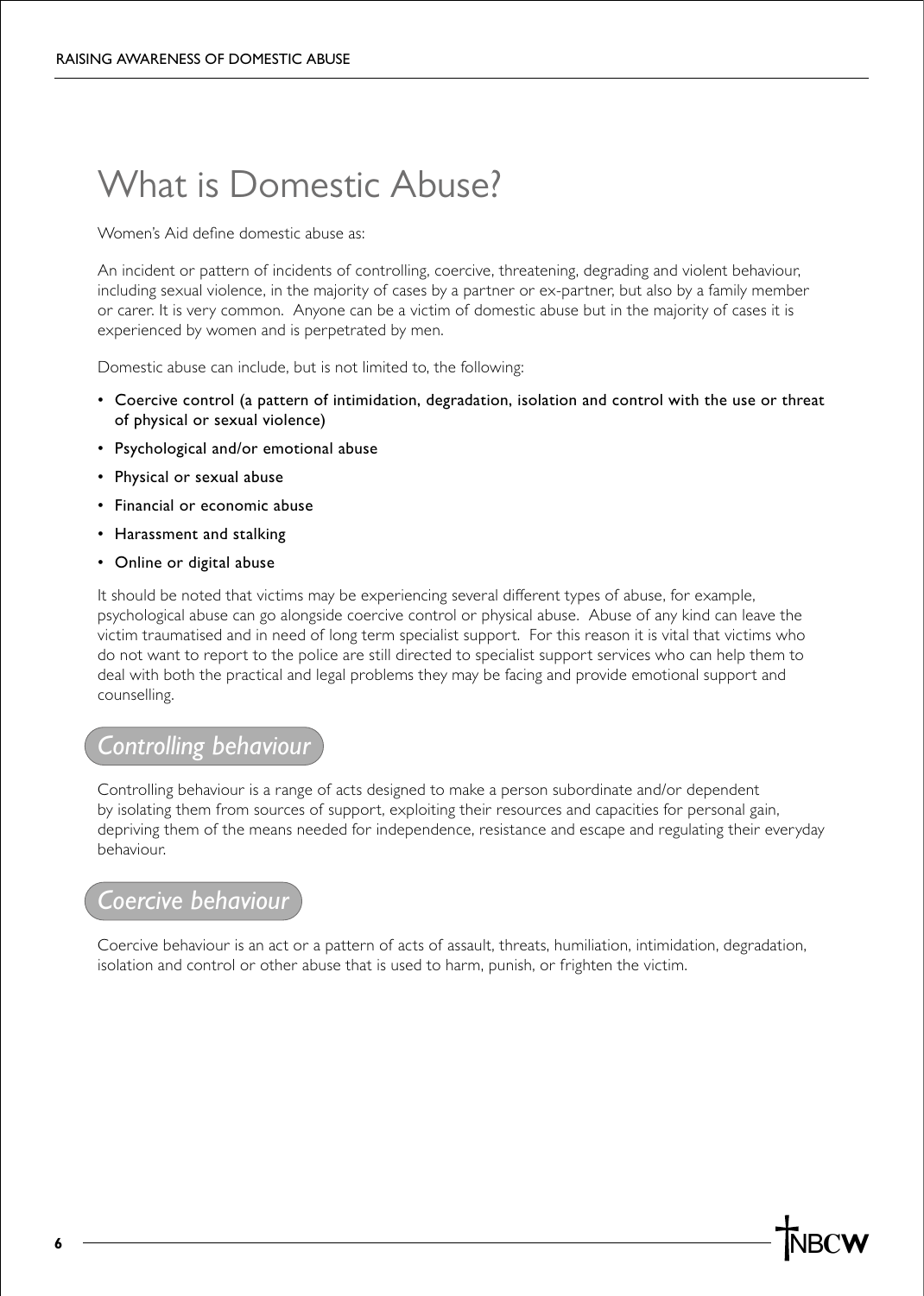# What is Domestic Abuse?

Women's Aid define domestic abuse as:

An incident or pattern of incidents of controlling, coercive, threatening, degrading and violent behaviour, including sexual violence, in the majority of cases by a partner or ex-partner, but also by a family member or carer. It is very common. Anyone can be a victim of domestic abuse but in the majority of cases it is experienced by women and is perpetrated by men.

Domestic abuse can include, but is not limited to, the following:

- Coercive control (a pattern of intimidation, degradation, isolation and control with the use or threat of physical or sexual violence)
- Psychological and/or emotional abuse
- Physical or sexual abuse
- Financial or economic abuse
- Harassment and stalking
- Online or digital abuse

It should be noted that victims may be experiencing several different types of abuse, for example, psychological abuse can go alongside coercive control or physical abuse. Abuse of any kind can leave the victim traumatised and in need of long term specialist support. For this reason it is vital that victims who do not want to report to the police are still directed to specialist support services who can help them to deal with both the practical and legal problems they may be facing and provide emotional support and counselling.

## *Controlling behaviour*

Controlling behaviour is a range of acts designed to make a person subordinate and/or dependent by isolating them from sources of support, exploiting their resources and capacities for personal gain, depriving them of the means needed for independence, resistance and escape and regulating their everyday behaviour.

## *Coercive behaviour*

Coercive behaviour is an act or a pattern of acts of assault, threats, humiliation, intimidation, degradation, isolation and control or other abuse that is used to harm, punish, or frighten the victim.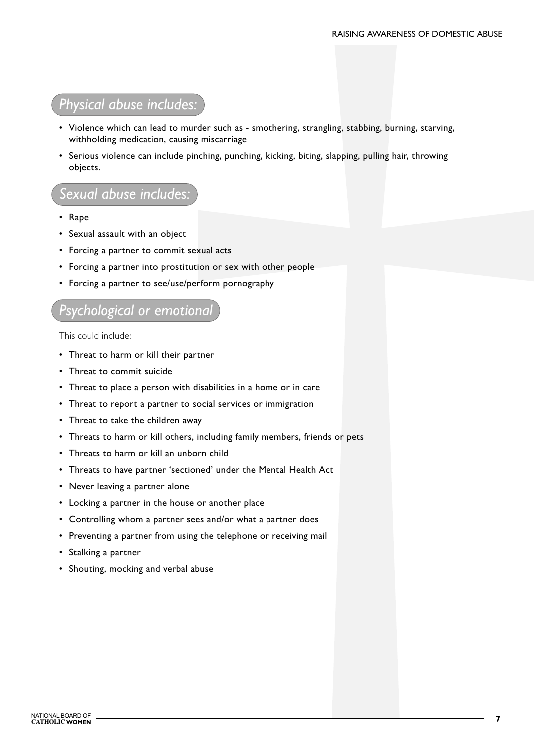## *Physical abuse includes:*

- Violence which can lead to murder such as - smothering, strangling, stabbing, burning, starving, withholding medication, causing miscarriage
- Serious violence can include pinching, punching, kicking, biting, slapping, pulling hair, throwing objects.

## *Sexual abuse includes:*

- Rape
- Sexual assault with an object
- Forcing a partner to commit sexual acts
- Forcing a partner into prostitution or sex with other people
- Forcing a partner to see/use/perform pornography

## *Psychological or emotional*

This could include:

- Threat to harm or kill their partner
- Threat to commit suicide
- Threat to place a person with disabilities in a home or in care
- Threat to report a partner to social services or immigration
- Threat to take the children away
- Threats to harm or kill others, including family members, friends or pets
- Threats to harm or kill an unborn child
- Threats to have partner 'sectioned' under the Mental Health Act
- Never leaving a partner alone
- Locking a partner in the house or another place
- Controlling whom a partner sees and/or what a partner does
- Preventing a partner from using the telephone or receiving mail
- Stalking a partner
- Shouting, mocking and verbal abuse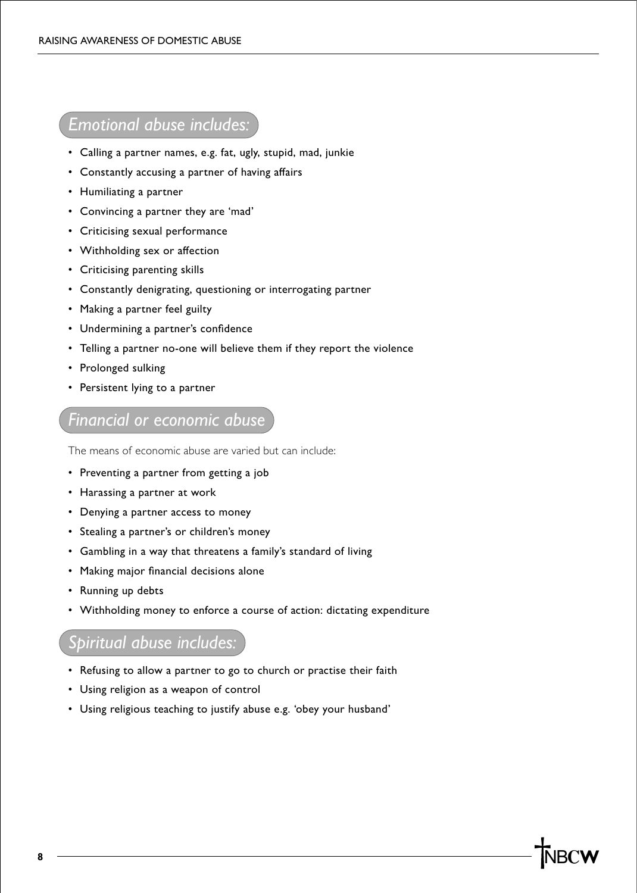## *Emotional abuse includes:*

- Calling a partner names, e.g. fat, ugly, stupid, mad, junkie
- Constantly accusing a partner of having affairs
- Humiliating a partner
- Convincing a partner they are 'mad'
- Criticising sexual performance
- Withholding sex or affection
- Criticising parenting skills
- Constantly denigrating, questioning or interrogating partner
- Making a partner feel guilty
- Undermining a partner's confidence
- Telling a partner no-one will believe them if they report the violence
- Prolonged sulking
- Persistent lying to a partner

## *Financial or economic abuse*

The means of economic abuse are varied but can include:

- Preventing a partner from getting a job
- Harassing a partner at work
- Denying a partner access to money
- Stealing a partner's or children's money
- Gambling in a way that threatens a family's standard of living
- Making major financial decisions alone
- Running up debts
- Withholding money to enforce a course of action: dictating expenditure

## *Spiritual abuse includes:*

- Refusing to allow a partner to go to church or practise their faith
- Using religion as a weapon of control
- Using religious teaching to justify abuse e.g. 'obey your husband'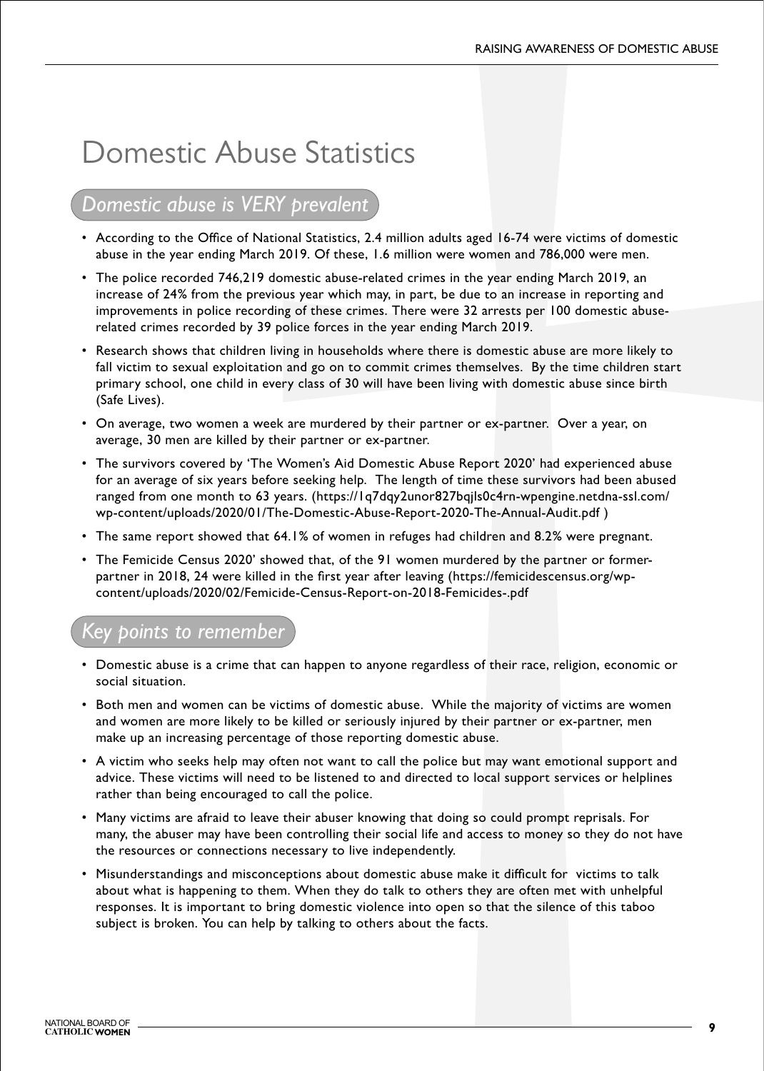# Domestic Abuse Statistics

## *Domestic abuse is VERY prevalent*

- According to the Office of National Statistics, 2.4 million adults aged 16-74 were victims of domestic abuse in the year ending March 2019. Of these, 1.6 million were women and 786,000 were men.
- The police recorded 746,219 domestic abuse-related crimes in the year ending March 2019, an increase of 24% from the previous year which may, in part, be due to an increase in reporting and improvements in police recording of these crimes. There were 32 arrests per 100 domestic abuse-related crimes recorded by 39 police forces in the year ending March 2019.
- Research shows that children living in households where there is domestic abuse are more likely to fall victim to sexual exploitation and go on to commit crimes themselves. By the time children start primary school, one child in every class of 30 will have been living with domestic abuse since birth (Safe Lives).
- On average, two women a week are murdered by their partner or ex-partner. Over a year, on average, 30 men are killed by their partner or ex-partner.
- The survivors covered by 'The Women's Aid Domestic Abuse Report 2020' had experienced abuse for an average of six years before seeking help. The length of time these survivors had been abused ranged from one month to 63 years. (https://1q7dqy2unor827bqjls0c4rn-wpengine.netdna-ssl.com/wp-content/uploads/2020/01/The-Domestic-Abuse-Report-2020-The-Annual-Audit.pdf )
- The same report showed that 64.1% of women in refuges had children and 8.2% were pregnant.
- The Femicide Census 2020' showed that, of the 91 women murdered by the partner or former-partner in 2018, 24 were killed in the first year after leaving (https://femicidescensus.org/wp-content/uploads/2020/02/Femicide-Census-Report-on-2018-Femicides-.pdf

## *Key points to remember*

- Domestic abuse is a crime that can happen to anyone regardless of their race, religion, economic or social situation.
- Both men and women can be victims of domestic abuse. While the majority of victims are women and women are more likely to be killed or seriously injured by their partner or ex-partner, men make up an increasing percentage of those reporting domestic abuse.
- A victim who seeks help may often not want to call the police but may want emotional support and advice. These victims will need to be listened to and directed to local support services or helplines rather than being encouraged to call the police.
- Many victims are afraid to leave their abuser knowing that doing so could prompt reprisals. For many, the abuser may have been controlling their social life and access to money so they do not have the resources or connections necessary to live independently.
- Misunderstandings and misconceptions about domestic abuse make it difficult for victims to talk about what is happening to them. When they do talk to others they are often met with unhelpful responses. It is important to bring domestic violence into open so that the silence of this taboo subject is broken. You can help by talking to others about the facts.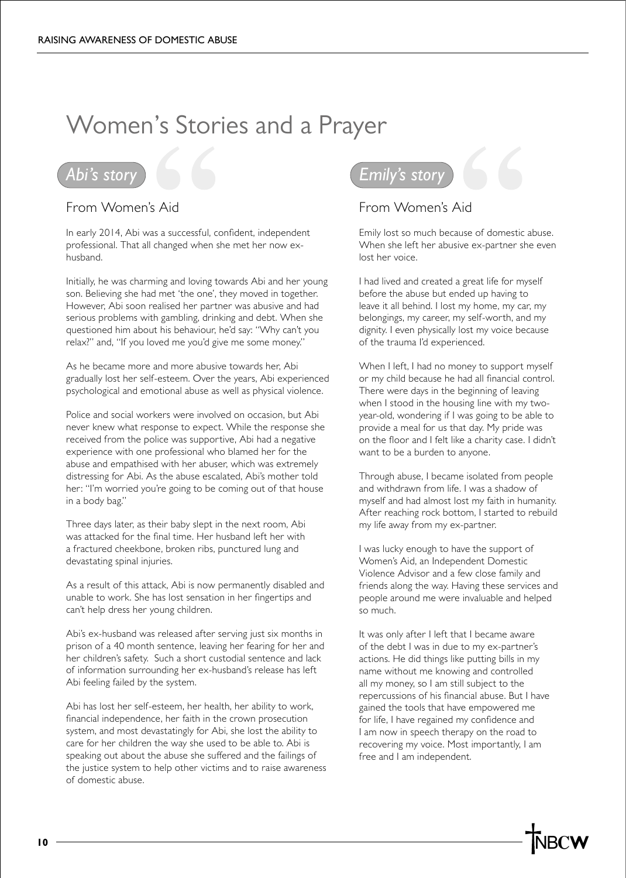# Women's Stories and a Prayer

## *Abi's story*

### From Women's Aid

In early 2014, Abi was a successful, confident, independent professional. That all changed when she met her now ex-husband.

Initially, he was charming and loving towards Abi and her young son. Believing she had met 'the one', they moved in together. However, Abi soon realised her partner was abusive and had serious problems with gambling, drinking and debt. When she questioned him about his behaviour, he'd say: "Why can't you relax?" and, "If you loved me you'd give me some money."

As he became more and more abusive towards her, Abi gradually lost her self-esteem. Over the years, Abi experienced psychological and emotional abuse as well as physical violence.

Police and social workers were involved on occasion, but Abi never knew what response to expect. While the response she received from the police was supportive, Abi had a negative experience with one professional who blamed her for the abuse and empathised with her abuser, which was extremely distressing for Abi. As the abuse escalated, Abi's mother told her: "I'm worried you're going to be coming out of that house in a body bag."

Three days later, as their baby slept in the next room, Abi was attacked for the final time. Her husband left her with a fractured cheekbone, broken ribs, punctured lung and devastating spinal injuries.

As a result of this attack, Abi is now permanently disabled and unable to work. She has lost sensation in her fingertips and can't help dress her young children.

Abi's ex-husband was released after serving just six months in prison of a 40 month sentence, leaving her fearing for her and her children's safety. Such a short custodial sentence and lack of information surrounding her ex-husband's release has left Abi feeling failed by the system.

Abi has lost her self-esteem, her health, her ability to work, financial independence, her faith in the crown prosecution system, and most devastatingly for Abi, she lost the ability to care for her children the way she used to be able to. Abi is speaking out about the abuse she suffered and the failings of the justice system to help other victims and to raise awareness of domestic abuse.

## *Emily's story*

### From Women's Aid

Emily lost so much because of domestic abuse. When she left her abusive ex-partner she even lost her voice.

I had lived and created a great life for myself before the abuse but ended up having to leave it all behind. I lost my home, my car, my belongings, my career, my self-worth, and my dignity. I even physically lost my voice because of the trauma I'd experienced.

When I left, I had no money to support myself or my child because he had all financial control. There were days in the beginning of leaving when I stood in the housing line with my two-year-old, wondering if I was going to be able to provide a meal for us that day. My pride was on the floor and I felt like a charity case. I didn't want to be a burden to anyone.

Through abuse, I became isolated from people and withdrawn from life. I was a shadow of myself and had almost lost my faith in humanity. After reaching rock bottom, I started to rebuild my life away from my ex-partner.

I was lucky enough to have the support of Women's Aid, an Independent Domestic Violence Advisor and a few close family and friends along the way. Having these services and people around me were invaluable and helped so much.

It was only after I left that I became aware of the debt I was in due to my ex-partner's actions. He did things like putting bills in my name without me knowing and controlled all my money, so I am still subject to the repercussions of his financial abuse. But I have gained the tools that have empowered me for life, I have regained my confidence and I am now in speech therapy on the road to recovering my voice. Most importantly, I am free and I am independent.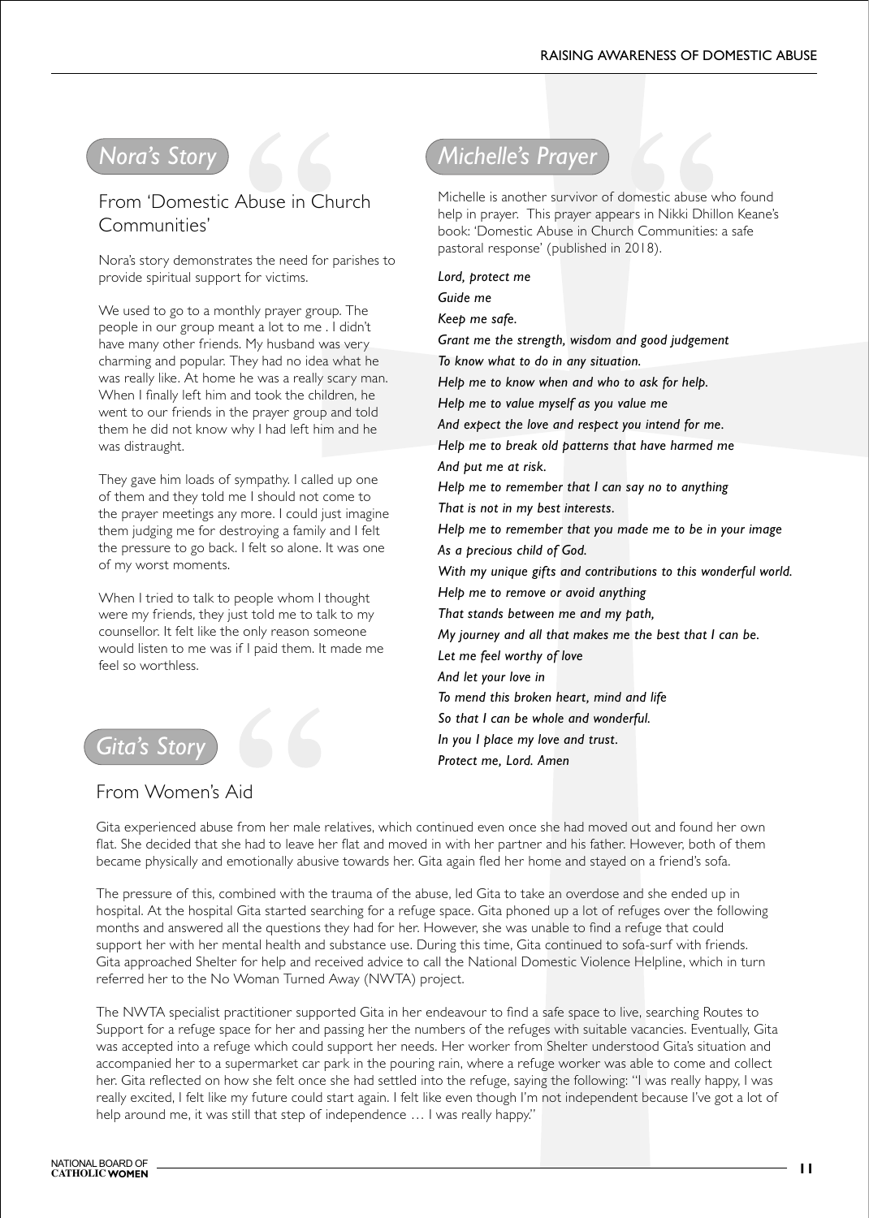## Nora's Story

### From 'Domestic Abuse in Church Communities'

Nora's story demonstrates the need for parishes to provide spiritual support for victims.

We used to go to a monthly prayer group. The people in our group meant a lot to me . I didn't have many other friends. My husband was very charming and popular. They had no idea what he was really like. At home he was a really scary man. When I finally left him and took the children, he went to our friends in the prayer group and told them he did not know why I had left him and he was distraught.

They gave him loads of sympathy. I called up one of them and they told me I should not come to the prayer meetings any more. I could just imagine them judging me for destroying a family and I felt the pressure to go back. I felt so alone. It was one of my worst moments.

When I tried to talk to people whom I thought were my friends, they just told me to talk to my counsellor. It felt like the only reason someone would listen to me was if I paid them. It made me feel so worthless.

## Michelle's Prayer

Michelle is another survivor of domestic abuse who found help in prayer. This prayer appears in Nikki Dhillon Keane's book: 'Domestic Abuse in Church Communities: a safe pastoral response' (published in 2018).

***Lord, protect me***
***Guide me***
***Keep me safe.***
***Grant me the strength, wisdom and good judgement***
***To know what to do in any situation.***
***Help me to know when and who to ask for help.***
***Help me to value myself as you value me***
***And expect the love and respect you intend for me.***
***Help me to break old patterns that have harmed me***
***And put me at risk.***
***Help me to remember that I can say no to anything***
***That is not in my best interests.***
***Help me to remember that you made me to be in your image***
***As a precious child of God.***
***With my unique gifts and contributions to this wonderful world.***
***Help me to remove or avoid anything***
***That stands between me and my path,***
***My journey and all that makes me the best that I can be.***
***Let me feel worthy of love***
***And let your love in***
***To mend this broken heart, mind and life***
***So that I can be whole and wonderful.***
***In you I place my love and trust.***
***Protect me, Lord. Amen***

## Gita's Story

### From Women's Aid

Gita experienced abuse from her male relatives, which continued even once she had moved out and found her own flat. She decided that she had to leave her flat and moved in with her partner and his father. However, both of them became physically and emotionally abusive towards her. Gita again fled her home and stayed on a friend's sofa.

The pressure of this, combined with the trauma of the abuse, led Gita to take an overdose and she ended up in hospital. At the hospital Gita started searching for a refuge space. Gita phoned up a lot of refuges over the following months and answered all the questions they had for her. However, she was unable to find a refuge that could support her with her mental health and substance use. During this time, Gita continued to sofa-surf with friends. Gita approached Shelter for help and received advice to call the National Domestic Violence Helpline, which in turn referred her to the No Woman Turned Away (NWTA) project.

The NWTA specialist practitioner supported Gita in her endeavour to find a safe space to live, searching Routes to Support for a refuge space for her and passing her the numbers of the refuges with suitable vacancies. Eventually, Gita was accepted into a refuge which could support her needs. Her worker from Shelter understood Gita's situation and accompanied her to a supermarket car park in the pouring rain, where a refuge worker was able to come and collect her. Gita reflected on how she felt once she had settled into the refuge, saying the following: "I was really happy, I was really excited, I felt like my future could start again. I felt like even though I'm not independent because I've got a lot of help around me, it was still that step of independence … I was really happy."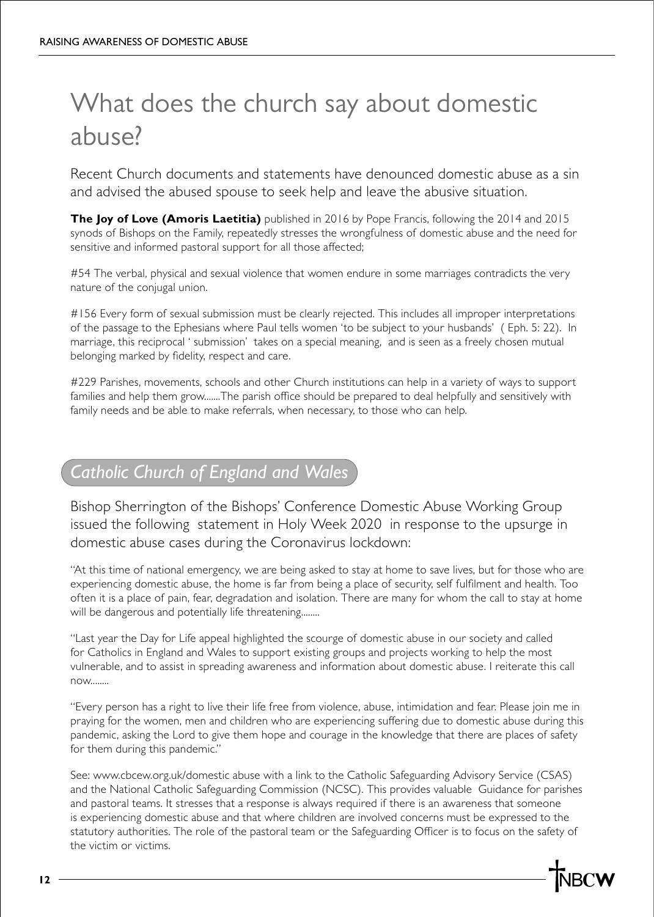# What does the church say about domestic abuse?

Recent Church documents and statements have denounced domestic abuse as a sin and advised the abused spouse to seek help and leave the abusive situation.

**The Joy of Love (Amoris Laetitia)** published in 2016 by Pope Francis, following the 2014 and 2015 synods of Bishops on the Family, repeatedly stresses the wrongfulness of domestic abuse and the need for sensitive and informed pastoral support for all those affected;

#54 The verbal, physical and sexual violence that women endure in some marriages contradicts the very nature of the conjugal union.

#156 Every form of sexual submission must be clearly rejected. This includes all improper interpretations of the passage to the Ephesians where Paul tells women 'to be subject to your husbands' ( Eph. 5: 22). In marriage, this reciprocal ' submission' takes on a special meaning, and is seen as a freely chosen mutual belonging marked by fidelity, respect and care.

#229 Parishes, movements, schools and other Church institutions can help in a variety of ways to support families and help them grow.......The parish office should be prepared to deal helpfully and sensitively with family needs and be able to make referrals, when necessary, to those who can help.

## *Catholic Church of England and Wales*

Bishop Sherrington of the Bishops' Conference Domestic Abuse Working Group issued the following statement in Holy Week 2020 in response to the upsurge in domestic abuse cases during the Coronavirus lockdown:

"At this time of national emergency, we are being asked to stay at home to save lives, but for those who are experiencing domestic abuse, the home is far from being a place of security, self fulfilment and health. Too often it is a place of pain, fear, degradation and isolation. There are many for whom the call to stay at home will be dangerous and potentially life threatening........

"Last year the Day for Life appeal highlighted the scourge of domestic abuse in our society and called for Catholics in England and Wales to support existing groups and projects working to help the most vulnerable, and to assist in spreading awareness and information about domestic abuse. I reiterate this call now........

"Every person has a right to live their life free from violence, abuse, intimidation and fear. Please join me in praying for the women, men and children who are experiencing suffering due to domestic abuse during this pandemic, asking the Lord to give them hope and courage in the knowledge that there are places of safety for them during this pandemic."

See: www.cbcew.org.uk/domestic abuse with a link to the Catholic Safeguarding Advisory Service (CSAS) and the National Catholic Safeguarding Commission (NCSC). This provides valuable Guidance for parishes and pastoral teams. It stresses that a response is always required if there is an awareness that someone is experiencing domestic abuse and that where children are involved concerns must be expressed to the statutory authorities. The role of the pastoral team or the Safeguarding Officer is to focus on the safety of the victim or victims.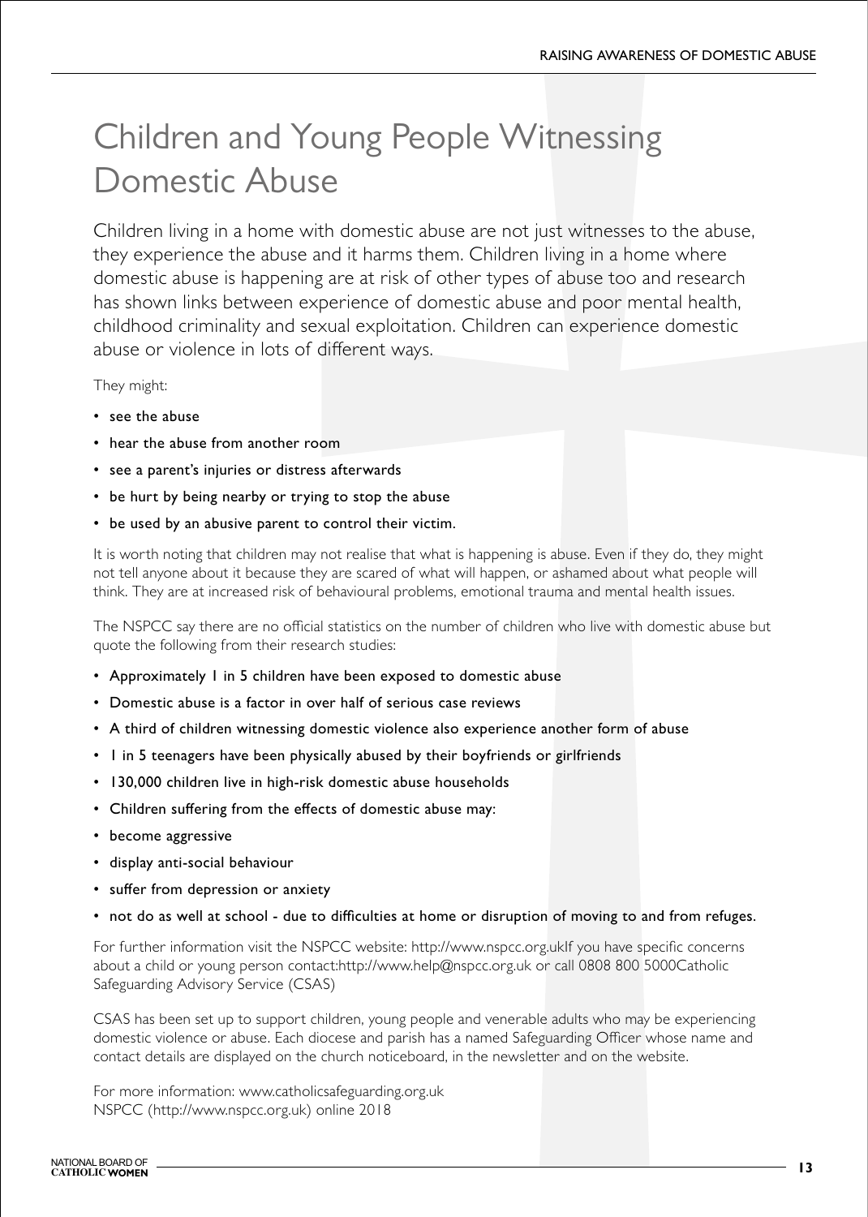# Children and Young People Witnessing Domestic Abuse

Children living in a home with domestic abuse are not just witnesses to the abuse, they experience the abuse and it harms them. Children living in a home where domestic abuse is happening are at risk of other types of abuse too and research has shown links between experience of domestic abuse and poor mental health, childhood criminality and sexual exploitation. Children can experience domestic abuse or violence in lots of different ways.

They might:

- see the abuse
- hear the abuse from another room
- see a parent's injuries or distress afterwards
- be hurt by being nearby or trying to stop the abuse
- be used by an abusive parent to control their victim.

It is worth noting that children may not realise that what is happening is abuse. Even if they do, they might not tell anyone about it because they are scared of what will happen, or ashamed about what people will think. They are at increased risk of behavioural problems, emotional trauma and mental health issues.

The NSPCC say there are no official statistics on the number of children who live with domestic abuse but quote the following from their research studies:

- Approximately 1 in 5 children have been exposed to domestic abuse
- Domestic abuse is a factor in over half of serious case reviews
- A third of children witnessing domestic violence also experience another form of abuse
- 1 in 5 teenagers have been physically abused by their boyfriends or girlfriends
- 130,000 children live in high-risk domestic abuse households
- Children suffering from the effects of domestic abuse may:
- become aggressive
- display anti-social behaviour
- suffer from depression or anxiety
- not do as well at school - due to difficulties at home or disruption of moving to and from refuges.

For further information visit the NSPCC website: http://www.nspcc.org.ukIf you have specific concerns about a child or young person contact:http://www.help@nspcc.org.uk or call 0808 800 5000Catholic Safeguarding Advisory Service (CSAS)

CSAS has been set up to support children, young people and venerable adults who may be experiencing domestic violence or abuse. Each diocese and parish has a named Safeguarding Officer whose name and contact details are displayed on the church noticeboard, in the newsletter and on the website.

For more information: www.catholicsafeguarding.org.uk
NSPCC (http://www.nspcc.org.uk) online 2018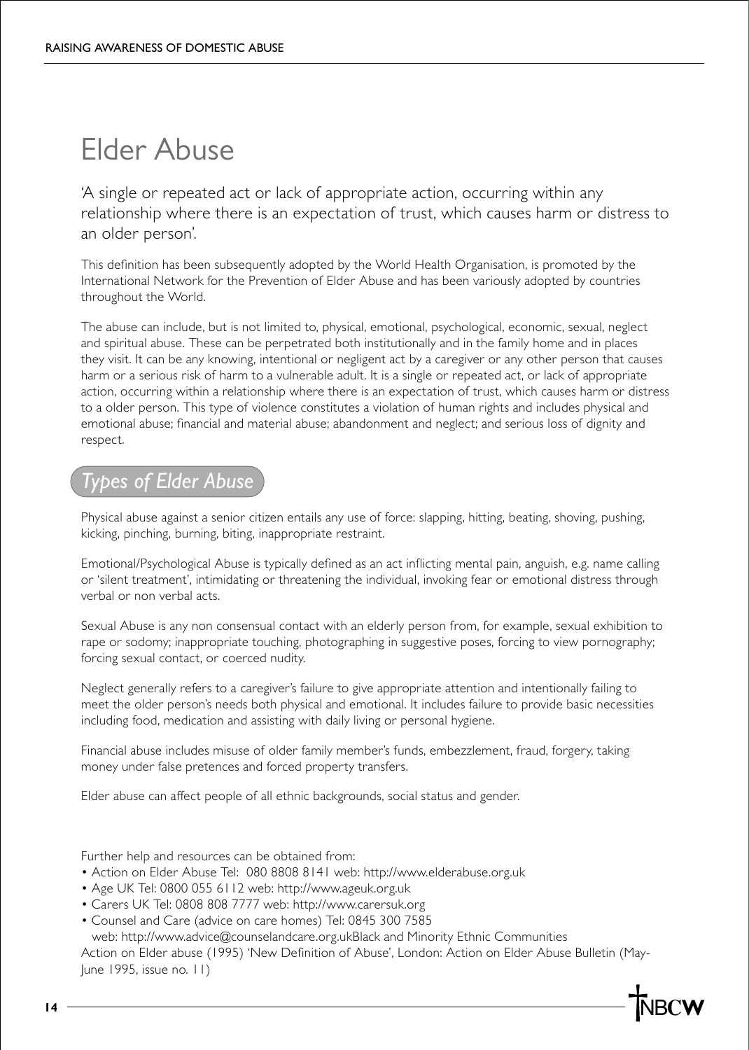# Elder Abuse

'A single or repeated act or lack of appropriate action, occurring within any relationship where there is an expectation of trust, which causes harm or distress to an older person'.

This definition has been subsequently adopted by the World Health Organisation, is promoted by the International Network for the Prevention of Elder Abuse and has been variously adopted by countries throughout the World.

The abuse can include, but is not limited to, physical, emotional, psychological, economic, sexual, neglect and spiritual abuse. These can be perpetrated both institutionally and in the family home and in places they visit. It can be any knowing, intentional or negligent act by a caregiver or any other person that causes harm or a serious risk of harm to a vulnerable adult. It is a single or repeated act, or lack of appropriate action, occurring within a relationship where there is an expectation of trust, which causes harm or distress to a older person. This type of violence constitutes a violation of human rights and includes physical and emotional abuse; financial and material abuse; abandonment and neglect; and serious loss of dignity and respect.

## *Types of Elder Abuse*

Physical abuse against a senior citizen entails any use of force: slapping, hitting, beating, shoving, pushing, kicking, pinching, burning, biting, inappropriate restraint.

Emotional/Psychological Abuse is typically defined as an act inflicting mental pain, anguish, e.g. name calling or 'silent treatment', intimidating or threatening the individual, invoking fear or emotional distress through verbal or non verbal acts.

Sexual Abuse is any non consensual contact with an elderly person from, for example, sexual exhibition to rape or sodomy; inappropriate touching, photographing in suggestive poses, forcing to view pornography; forcing sexual contact, or coerced nudity.

Neglect generally refers to a caregiver's failure to give appropriate attention and intentionally failing to meet the older person's needs both physical and emotional. It includes failure to provide basic necessities including food, medication and assisting with daily living or personal hygiene.

Financial abuse includes misuse of older family member's funds, embezzlement, fraud, forgery, taking money under false pretences and forced property transfers.

Elder abuse can affect people of all ethnic backgrounds, social status and gender.

Further help and resources can be obtained from:

- Action on Elder Abuse Tel: 080 8808 8141 web: http://www.elderabuse.org.uk
- Age UK Tel: 0800 055 6112 web: http://www.ageuk.org.uk
- Carers UK Tel: 0808 808 7777 web: http://www.carersuk.org
- Counsel and Care (advice on care homes) Tel: 0845 300 7585 web: http://www.advice@counselandcare.org.ukBlack and Minority Ethnic Communities

Action on Elder abuse (1995) 'New Definition of Abuse', London: Action on Elder Abuse Bulletin (May-June 1995, issue no. 11)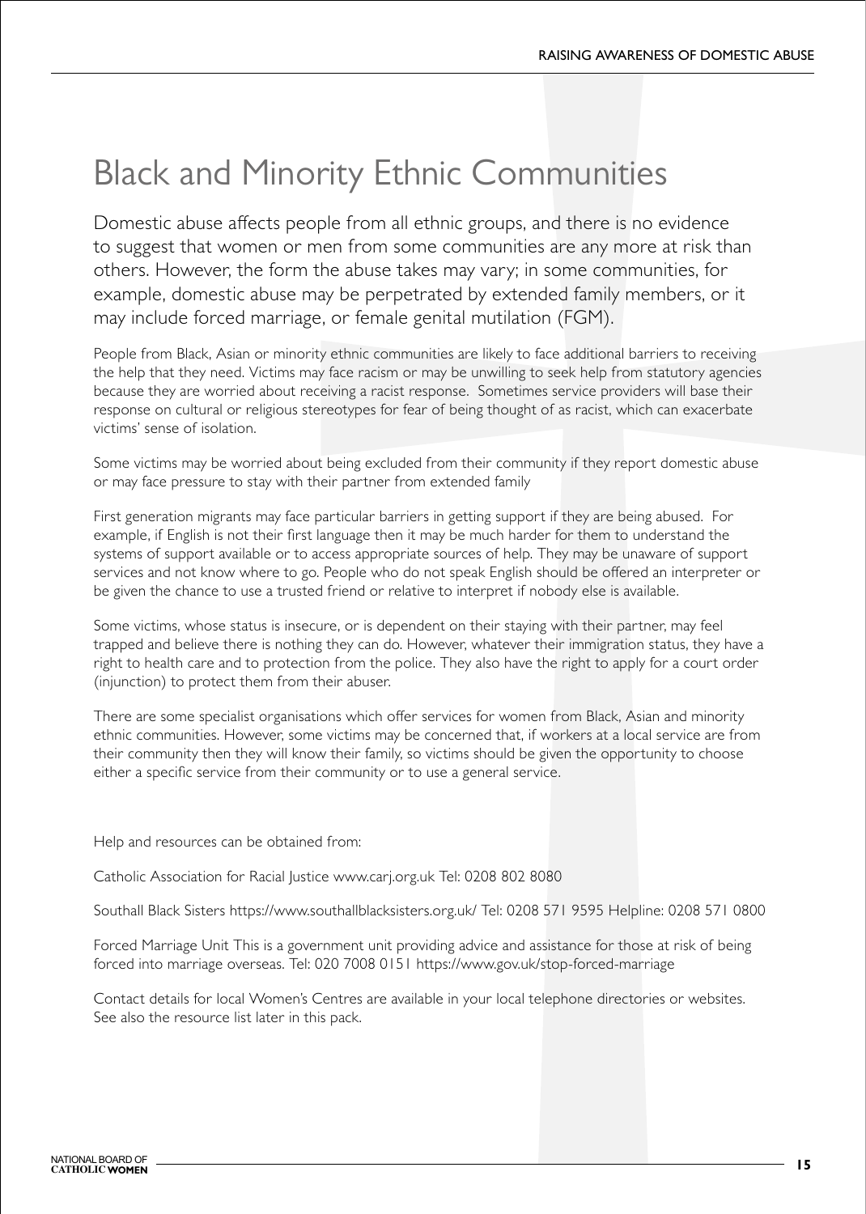# Black and Minority Ethnic Communities

Domestic abuse affects people from all ethnic groups, and there is no evidence to suggest that women or men from some communities are any more at risk than others. However, the form the abuse takes may vary; in some communities, for example, domestic abuse may be perpetrated by extended family members, or it may include forced marriage, or female genital mutilation (FGM).

People from Black, Asian or minority ethnic communities are likely to face additional barriers to receiving the help that they need. Victims may face racism or may be unwilling to seek help from statutory agencies because they are worried about receiving a racist response. Sometimes service providers will base their response on cultural or religious stereotypes for fear of being thought of as racist, which can exacerbate victims' sense of isolation.

Some victims may be worried about being excluded from their community if they report domestic abuse or may face pressure to stay with their partner from extended family

First generation migrants may face particular barriers in getting support if they are being abused. For example, if English is not their first language then it may be much harder for them to understand the systems of support available or to access appropriate sources of help. They may be unaware of support services and not know where to go. People who do not speak English should be offered an interpreter or be given the chance to use a trusted friend or relative to interpret if nobody else is available.

Some victims, whose status is insecure, or is dependent on their staying with their partner, may feel trapped and believe there is nothing they can do. However, whatever their immigration status, they have a right to health care and to protection from the police. They also have the right to apply for a court order (injunction) to protect them from their abuser.

There are some specialist organisations which offer services for women from Black, Asian and minority ethnic communities. However, some victims may be concerned that, if workers at a local service are from their community then they will know their family, so victims should be given the opportunity to choose either a specific service from their community or to use a general service.

Help and resources can be obtained from:

Catholic Association for Racial Justice www.carj.org.uk Tel: 0208 802 8080

Southall Black Sisters https://www.southallblacksisters.org.uk/ Tel: 0208 571 9595 Helpline: 0208 571 0800

Forced Marriage Unit This is a government unit providing advice and assistance for those at risk of being forced into marriage overseas. Tel: 020 7008 0151 https://www.gov.uk/stop-forced-marriage

Contact details for local Women's Centres are available in your local telephone directories or websites. See also the resource list later in this pack.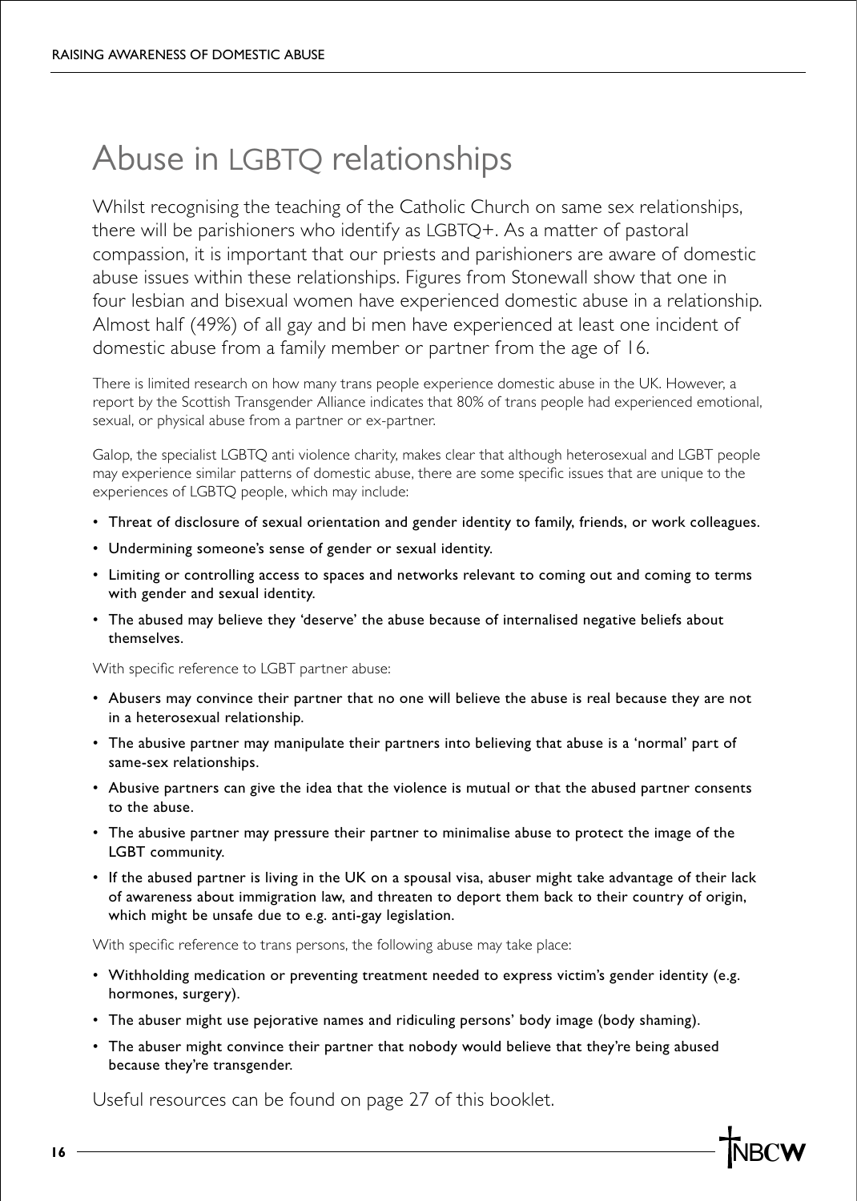# Abuse in LGBTQ relationships

Whilst recognising the teaching of the Catholic Church on same sex relationships, there will be parishioners who identify as LGBTQ+. As a matter of pastoral compassion, it is important that our priests and parishioners are aware of domestic abuse issues within these relationships. Figures from Stonewall show that one in four lesbian and bisexual women have experienced domestic abuse in a relationship. Almost half (49%) of all gay and bi men have experienced at least one incident of domestic abuse from a family member or partner from the age of 16.

There is limited research on how many trans people experience domestic abuse in the UK. However, a report by the Scottish Transgender Alliance indicates that 80% of trans people had experienced emotional, sexual, or physical abuse from a partner or ex-partner.

Galop, the specialist LGBTQ anti violence charity, makes clear that although heterosexual and LGBT people may experience similar patterns of domestic abuse, there are some specific issues that are unique to the experiences of LGBTQ people, which may include:

- Threat of disclosure of sexual orientation and gender identity to family, friends, or work colleagues.
- Undermining someone's sense of gender or sexual identity.
- Limiting or controlling access to spaces and networks relevant to coming out and coming to terms with gender and sexual identity.
- The abused may believe they 'deserve' the abuse because of internalised negative beliefs about themselves.

With specific reference to LGBT partner abuse:

- Abusers may convince their partner that no one will believe the abuse is real because they are not in a heterosexual relationship.
- The abusive partner may manipulate their partners into believing that abuse is a 'normal' part of same-sex relationships.
- Abusive partners can give the idea that the violence is mutual or that the abused partner consents to the abuse.
- The abusive partner may pressure their partner to minimalise abuse to protect the image of the LGBT community.
- If the abused partner is living in the UK on a spousal visa, abuser might take advantage of their lack of awareness about immigration law, and threaten to deport them back to their country of origin, which might be unsafe due to e.g. anti-gay legislation.

With specific reference to trans persons, the following abuse may take place:

- Withholding medication or preventing treatment needed to express victim's gender identity (e.g. hormones, surgery).
- The abuser might use pejorative names and ridiculing persons' body image (body shaming).
- The abuser might convince their partner that nobody would believe that they're being abused because they're transgender.

Useful resources can be found on page 27 of this booklet.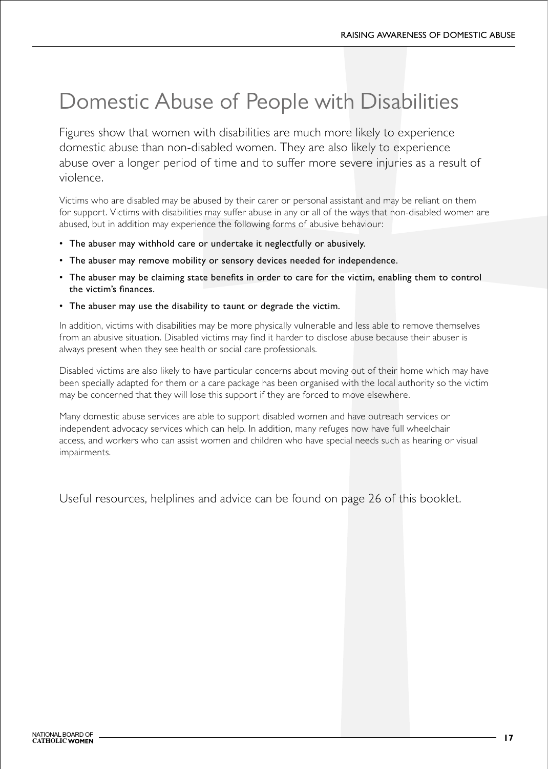# Domestic Abuse of People with Disabilities

Figures show that women with disabilities are much more likely to experience domestic abuse than non-disabled women. They are also likely to experience abuse over a longer period of time and to suffer more severe injuries as a result of violence.

Victims who are disabled may be abused by their carer or personal assistant and may be reliant on them for support. Victims with disabilities may suffer abuse in any or all of the ways that non-disabled women are abused, but in addition may experience the following forms of abusive behaviour:

- The abuser may withhold care or undertake it neglectfully or abusively.
- The abuser may remove mobility or sensory devices needed for independence.
- The abuser may be claiming state benefits in order to care for the victim, enabling them to control the victim's finances.
- The abuser may use the disability to taunt or degrade the victim.

In addition, victims with disabilities may be more physically vulnerable and less able to remove themselves from an abusive situation. Disabled victims may find it harder to disclose abuse because their abuser is always present when they see health or social care professionals.

Disabled victims are also likely to have particular concerns about moving out of their home which may have been specially adapted for them or a care package has been organised with the local authority so the victim may be concerned that they will lose this support if they are forced to move elsewhere.

Many domestic abuse services are able to support disabled women and have outreach services or independent advocacy services which can help. In addition, many refuges now have full wheelchair access, and workers who can assist women and children who have special needs such as hearing or visual impairments.

Useful resources, helplines and advice can be found on page 26 of this booklet.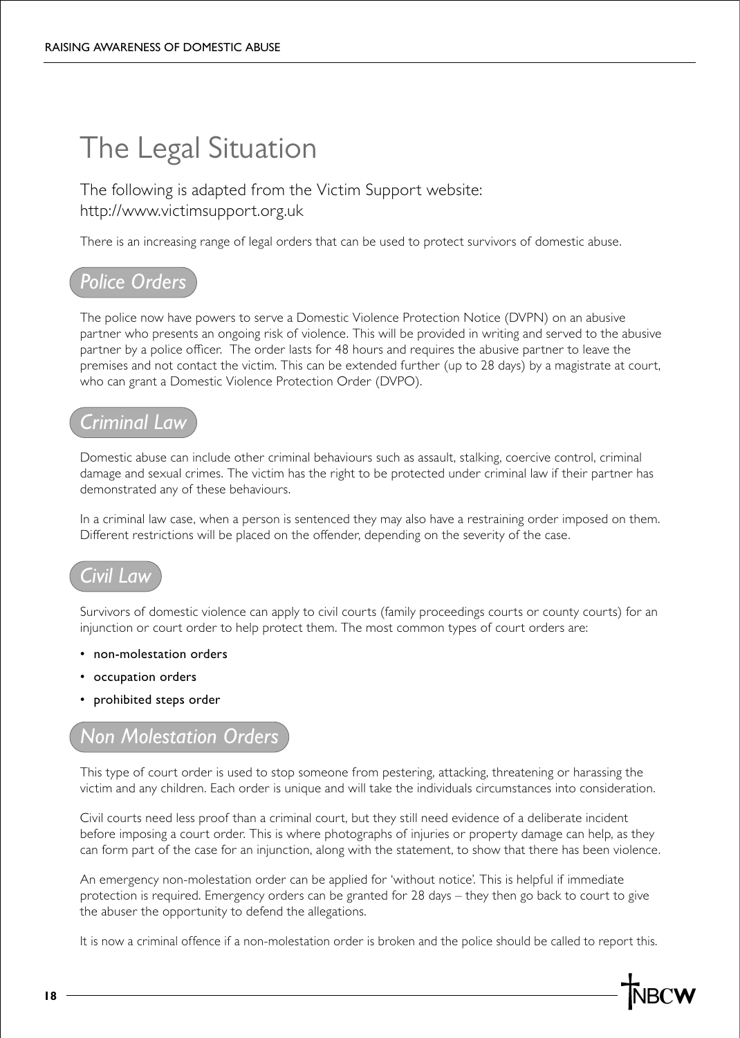# The Legal Situation

The following is adapted from the Victim Support website:
http://www.victimsupport.org.uk

There is an increasing range of legal orders that can be used to protect survivors of domestic abuse.

## *Police Orders*

The police now have powers to serve a Domestic Violence Protection Notice (DVPN) on an abusive partner who presents an ongoing risk of violence. This will be provided in writing and served to the abusive partner by a police officer. The order lasts for 48 hours and requires the abusive partner to leave the premises and not contact the victim. This can be extended further (up to 28 days) by a magistrate at court, who can grant a Domestic Violence Protection Order (DVPO).

## *Criminal Law*

Domestic abuse can include other criminal behaviours such as assault, stalking, coercive control, criminal damage and sexual crimes. The victim has the right to be protected under criminal law if their partner has demonstrated any of these behaviours.

In a criminal law case, when a person is sentenced they may also have a restraining order imposed on them. Different restrictions will be placed on the offender, depending on the severity of the case.

## *Civil Law*

Survivors of domestic violence can apply to civil courts (family proceedings courts or county courts) for an injunction or court order to help protect them. The most common types of court orders are:

- non-molestation orders
- occupation orders
- prohibited steps order

## *Non Molestation Orders*

This type of court order is used to stop someone from pestering, attacking, threatening or harassing the victim and any children. Each order is unique and will take the individuals circumstances into consideration.

Civil courts need less proof than a criminal court, but they still need evidence of a deliberate incident before imposing a court order. This is where photographs of injuries or property damage can help, as they can form part of the case for an injunction, along with the statement, to show that there has been violence.

An emergency non-molestation order can be applied for 'without notice'. This is helpful if immediate protection is required. Emergency orders can be granted for 28 days – they then go back to court to give the abuser the opportunity to defend the allegations.

It is now a criminal offence if a non-molestation order is broken and the police should be called to report this.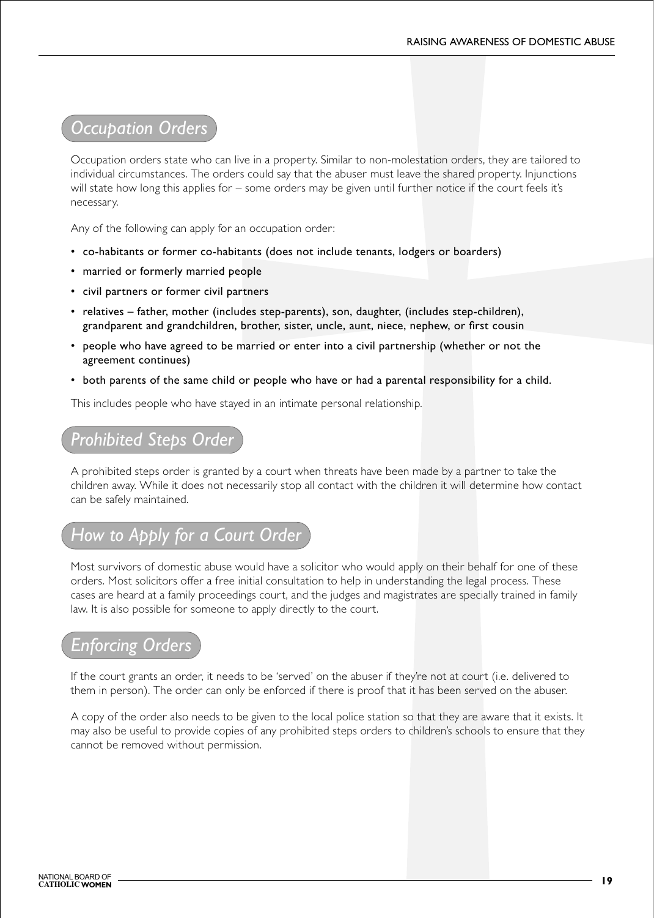## Occupation Orders

Occupation orders state who can live in a property. Similar to non-molestation orders, they are tailored to individual circumstances. The orders could say that the abuser must leave the shared property. Injunctions will state how long this applies for – some orders may be given until further notice if the court feels it's necessary.

Any of the following can apply for an occupation order:

- co-habitants or former co-habitants (does not include tenants, lodgers or boarders)
- married or formerly married people
- civil partners or former civil partners
- relatives – father, mother (includes step-parents), son, daughter, (includes step-children), grandparent and grandchildren, brother, sister, uncle, aunt, niece, nephew, or first cousin
- people who have agreed to be married or enter into a civil partnership (whether or not the agreement continues)
- both parents of the same child or people who have or had a parental responsibility for a child.

This includes people who have stayed in an intimate personal relationship.

## Prohibited Steps Order

A prohibited steps order is granted by a court when threats have been made by a partner to take the children away. While it does not necessarily stop all contact with the children it will determine how contact can be safely maintained.

## How to Apply for a Court Order

Most survivors of domestic abuse would have a solicitor who would apply on their behalf for one of these orders. Most solicitors offer a free initial consultation to help in understanding the legal process. These cases are heard at a family proceedings court, and the judges and magistrates are specially trained in family law. It is also possible for someone to apply directly to the court.

## Enforcing Orders

If the court grants an order, it needs to be 'served' on the abuser if they're not at court (i.e. delivered to them in person). The order can only be enforced if there is proof that it has been served on the abuser.

A copy of the order also needs to be given to the local police station so that they are aware that it exists. It may also be useful to provide copies of any prohibited steps orders to children's schools to ensure that they cannot be removed without permission.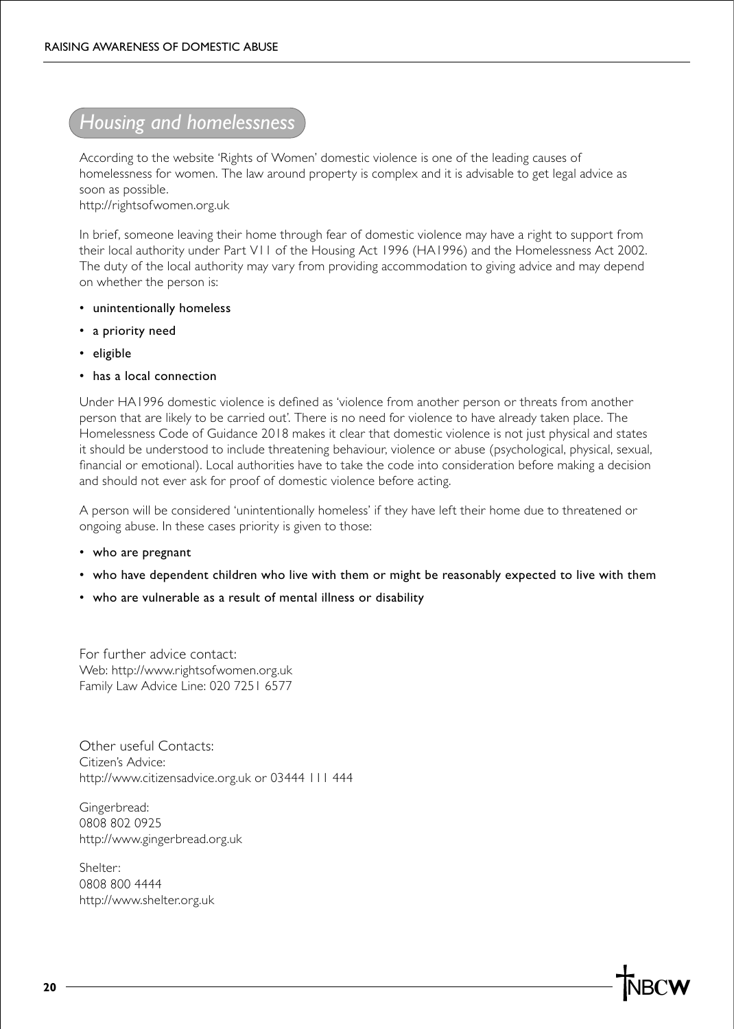## Housing and homelessness

According to the website 'Rights of Women' domestic violence is one of the leading causes of homelessness for women. The law around property is complex and it is advisable to get legal advice as soon as possible.
http://rightsofwomen.org.uk

In brief, someone leaving their home through fear of domestic violence may have a right to support from their local authority under Part V11 of the Housing Act 1996 (HA1996) and the Homelessness Act 2002. The duty of the local authority may vary from providing accommodation to giving advice and may depend on whether the person is:

- unintentionally homeless
- a priority need
- eligible
- has a local connection

Under HA1996 domestic violence is defined as 'violence from another person or threats from another person that are likely to be carried out'. There is no need for violence to have already taken place. The Homelessness Code of Guidance 2018 makes it clear that domestic violence is not just physical and states it should be understood to include threatening behaviour, violence or abuse (psychological, physical, sexual, financial or emotional). Local authorities have to take the code into consideration before making a decision and should not ever ask for proof of domestic violence before acting.

A person will be considered 'unintentionally homeless' if they have left their home due to threatened or ongoing abuse. In these cases priority is given to those:

- who are pregnant
- who have dependent children who live with them or might be reasonably expected to live with them
- who are vulnerable as a result of mental illness or disability

For further advice contact:
Web: http://www.rightsofwomen.org.uk
Family Law Advice Line: 020 7251 6577

Other useful Contacts:
Citizen's Advice:
http://www.citizensadvice.org.uk or 03444 111 444

Gingerbread:
0808 802 0925
http://www.gingerbread.org.uk

Shelter:
0808 800 4444
http://www.shelter.org.uk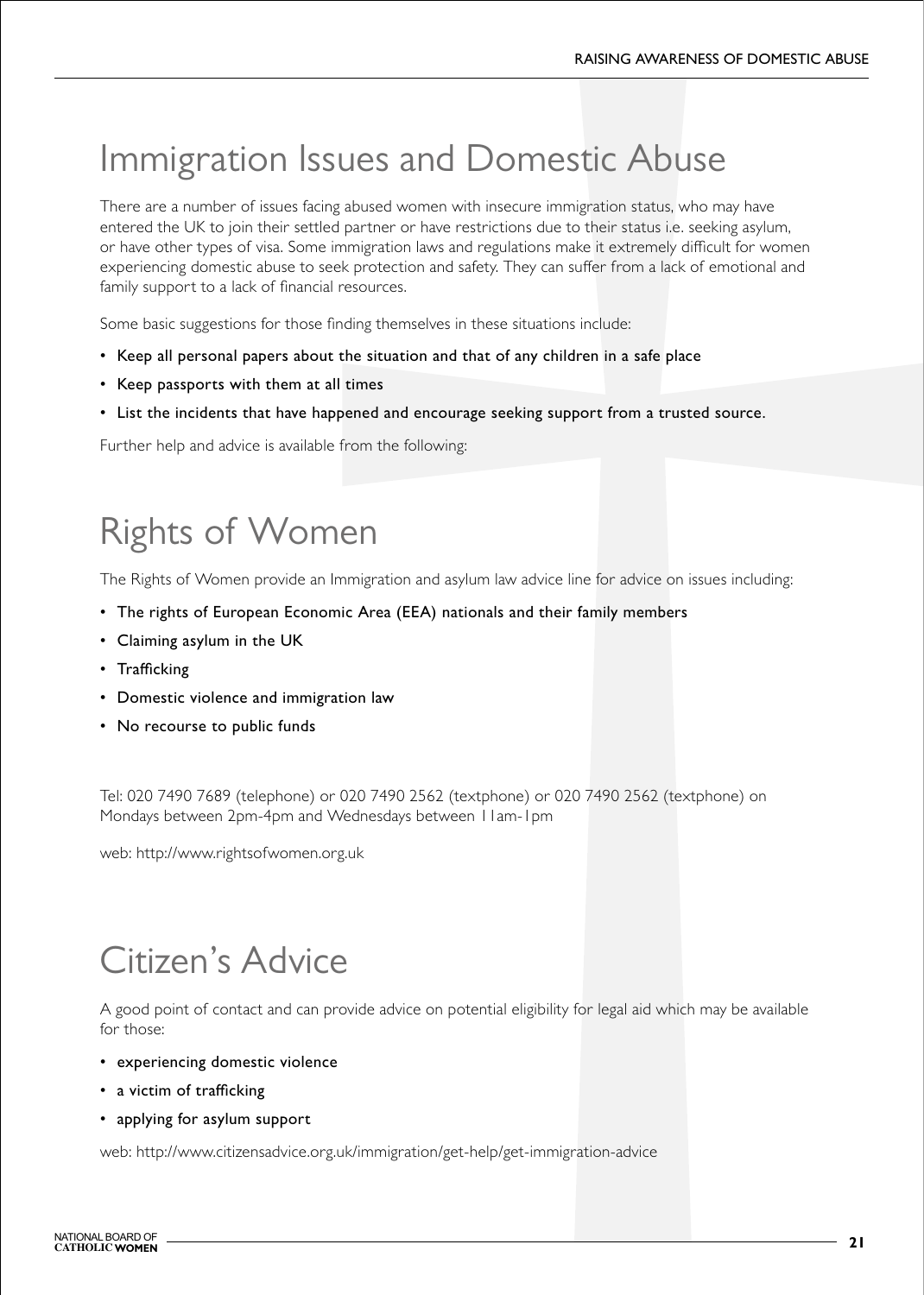# Immigration Issues and Domestic Abuse

There are a number of issues facing abused women with insecure immigration status, who may have entered the UK to join their settled partner or have restrictions due to their status i.e. seeking asylum, or have other types of visa. Some immigration laws and regulations make it extremely difficult for women experiencing domestic abuse to seek protection and safety. They can suffer from a lack of emotional and family support to a lack of financial resources.

Some basic suggestions for those finding themselves in these situations include:

- Keep all personal papers about the situation and that of any children in a safe place
- Keep passports with them at all times
- List the incidents that have happened and encourage seeking support from a trusted source.

Further help and advice is available from the following:

# Rights of Women

The Rights of Women provide an Immigration and asylum law advice line for advice on issues including:

- The rights of European Economic Area (EEA) nationals and their family members
- Claiming asylum in the UK
- Trafficking
- Domestic violence and immigration law
- No recourse to public funds

Tel: 020 7490 7689 (telephone) or 020 7490 2562 (textphone) or 020 7490 2562 (textphone) on Mondays between 2pm-4pm and Wednesdays between 11am-1pm

web: http://www.rightsofwomen.org.uk

# Citizen's Advice

A good point of contact and can provide advice on potential eligibility for legal aid which may be available for those:

- experiencing domestic violence
- a victim of trafficking
- applying for asylum support

web: http://www.citizensadvice.org.uk/immigration/get-help/get-immigration-advice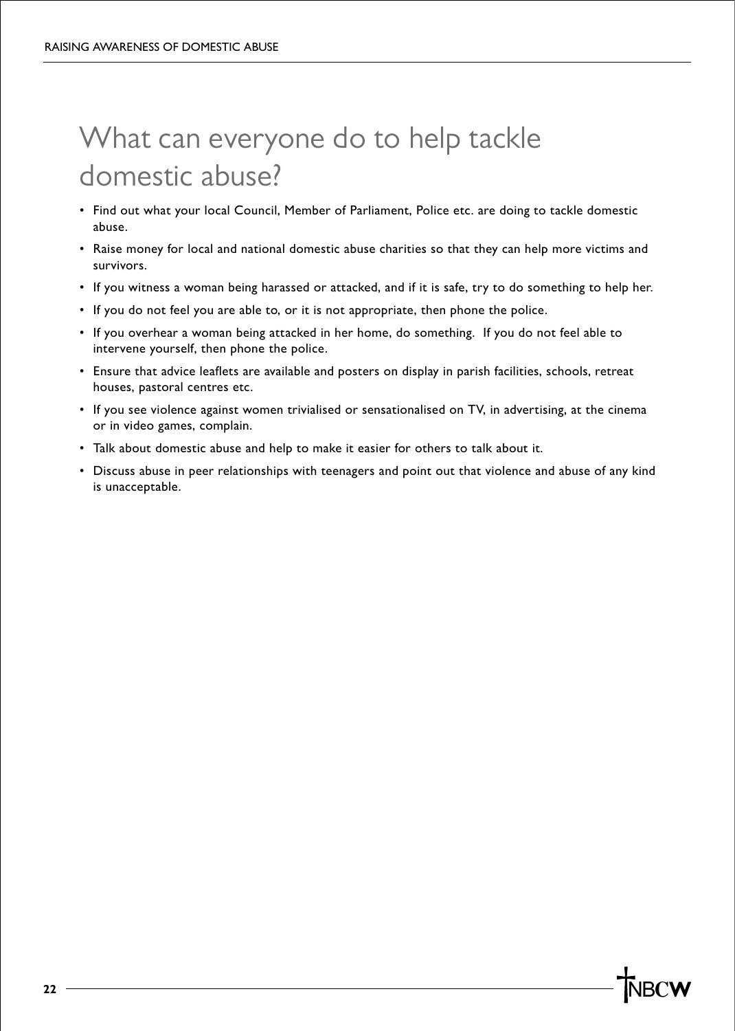# What can everyone do to help tackle domestic abuse?

- Find out what your local Council, Member of Parliament, Police etc. are doing to tackle domestic abuse.
- Raise money for local and national domestic abuse charities so that they can help more victims and survivors.
- If you witness a woman being harassed or attacked, and if it is safe, try to do something to help her.
- If you do not feel you are able to, or it is not appropriate, then phone the police.
- If you overhear a woman being attacked in her home, do something. If you do not feel able to intervene yourself, then phone the police.
- Ensure that advice leaflets are available and posters on display in parish facilities, schools, retreat houses, pastoral centres etc.
- If you see violence against women trivialised or sensationalised on TV, in advertising, at the cinema or in video games, complain.
- Talk about domestic abuse and help to make it easier for others to talk about it.
- Discuss abuse in peer relationships with teenagers and point out that violence and abuse of any kind is unacceptable.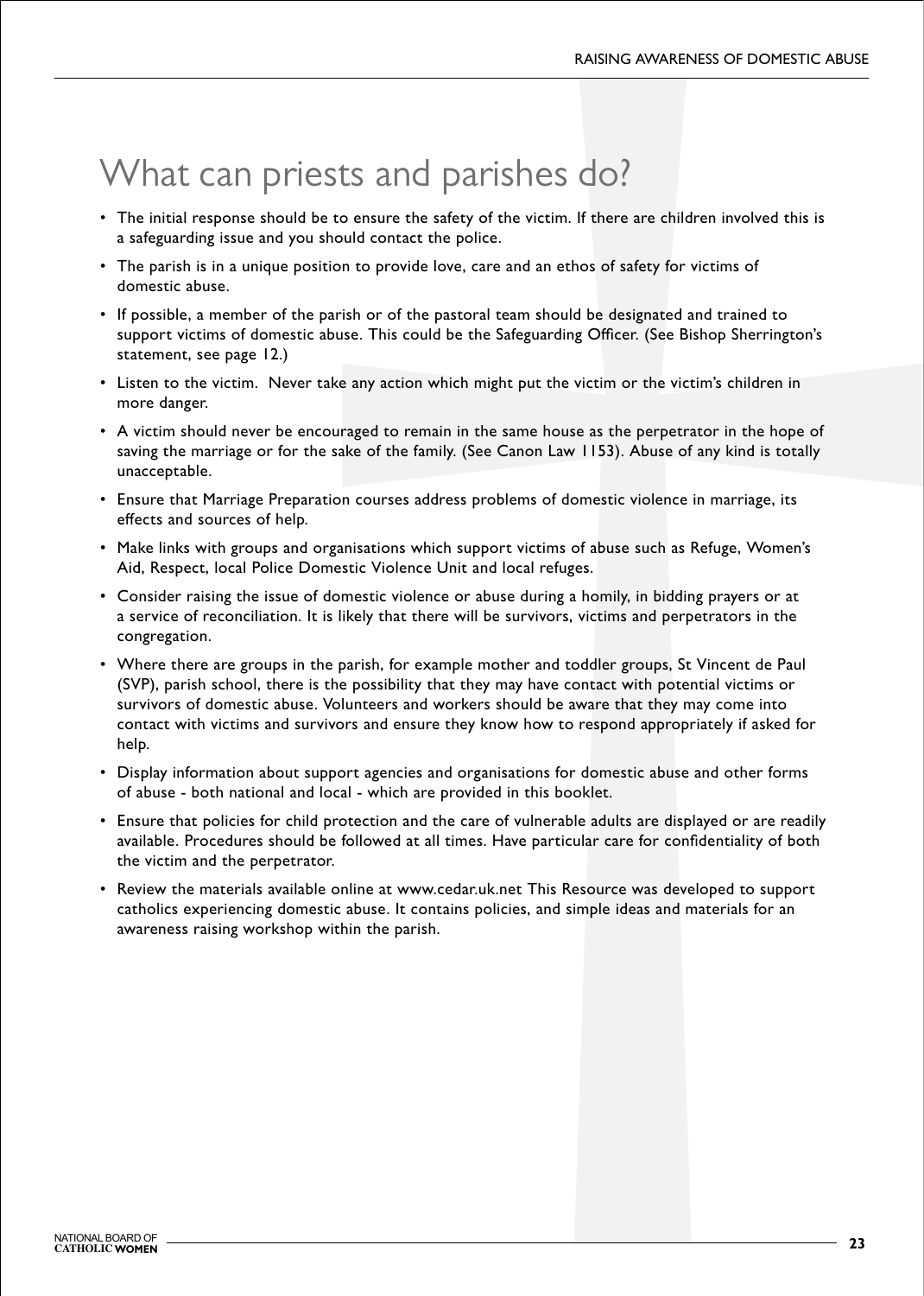# What can priests and parishes do?

- The initial response should be to ensure the safety of the victim. If there are children involved this is a safeguarding issue and you should contact the police.
- The parish is in a unique position to provide love, care and an ethos of safety for victims of domestic abuse.
- If possible, a member of the parish or of the pastoral team should be designated and trained to support victims of domestic abuse. This could be the Safeguarding Officer. (See Bishop Sherrington's statement, see page 12.)
- Listen to the victim. Never take any action which might put the victim or the victim's children in more danger.
- A victim should never be encouraged to remain in the same house as the perpetrator in the hope of saving the marriage or for the sake of the family. (See Canon Law 1153). Abuse of any kind is totally unacceptable.
- Ensure that Marriage Preparation courses address problems of domestic violence in marriage, its effects and sources of help.
- Make links with groups and organisations which support victims of abuse such as Refuge, Women's Aid, Respect, local Police Domestic Violence Unit and local refuges.
- Consider raising the issue of domestic violence or abuse during a homily, in bidding prayers or at a service of reconciliation. It is likely that there will be survivors, victims and perpetrators in the congregation.
- Where there are groups in the parish, for example mother and toddler groups, St Vincent de Paul (SVP), parish school, there is the possibility that they may have contact with potential victims or survivors of domestic abuse. Volunteers and workers should be aware that they may come into contact with victims and survivors and ensure they know how to respond appropriately if asked for help.
- Display information about support agencies and organisations for domestic abuse and other forms of abuse - both national and local - which are provided in this booklet.
- Ensure that policies for child protection and the care of vulnerable adults are displayed or are readily available. Procedures should be followed at all times. Have particular care for confidentiality of both the victim and the perpetrator.
- Review the materials available online at www.cedar.uk.net This Resource was developed to support catholics experiencing domestic abuse. It contains policies, and simple ideas and materials for an awareness raising workshop within the parish.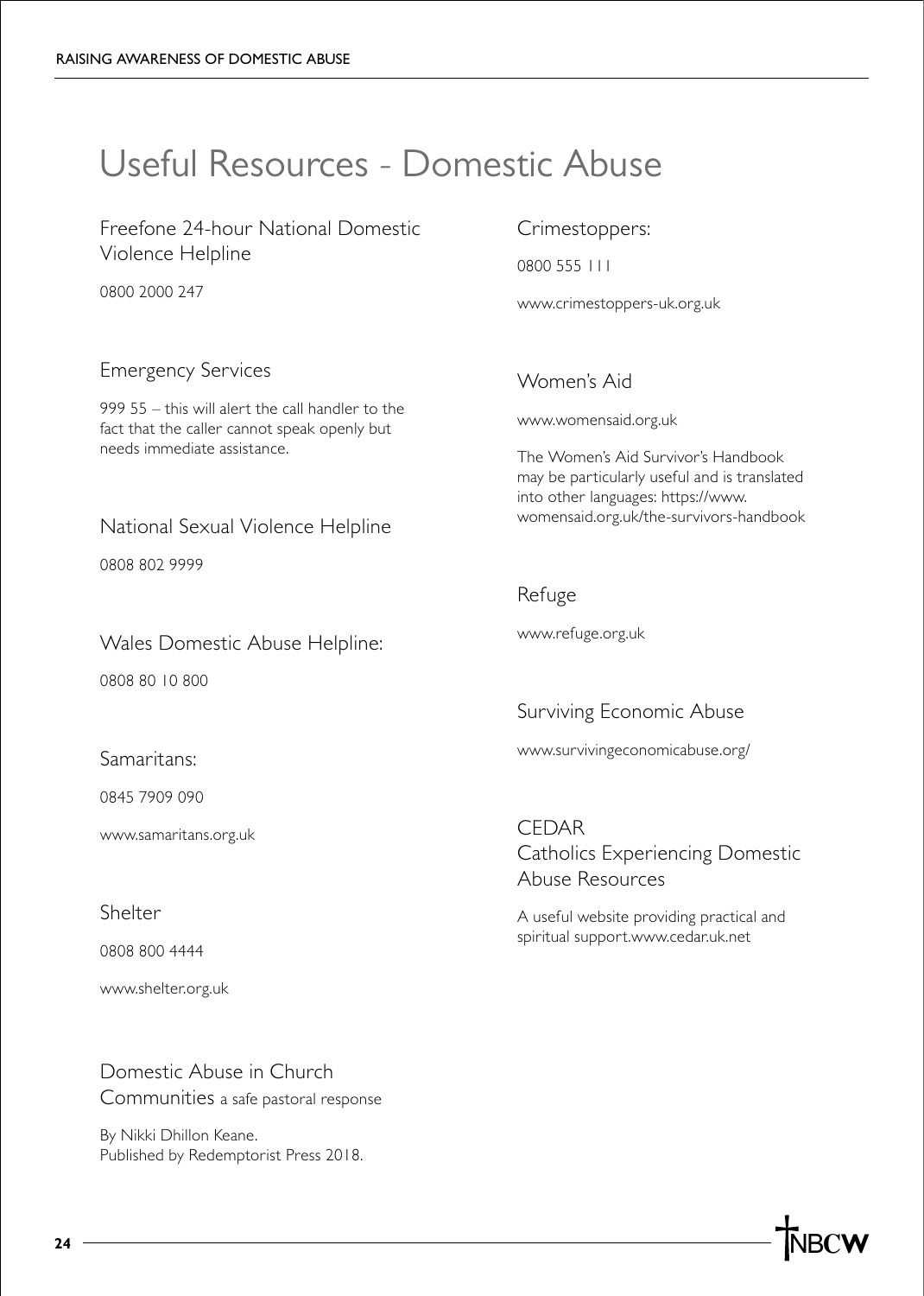# Useful Resources - Domestic Abuse

## Freefone 24-hour National Domestic Violence Helpline

0800 2000 247

## Emergency Services

999 55 – this will alert the call handler to the fact that the caller cannot speak openly but needs immediate assistance.

## National Sexual Violence Helpline

0808 802 9999

## Wales Domestic Abuse Helpline:

0808 80 10 800

## Samaritans:

0845 7909 090

www.samaritans.org.uk

## Shelter

0808 800 4444

www.shelter.org.uk

## Domestic Abuse in Church Communities a safe pastoral response

By Nikki Dhillon Keane.
Published by Redemptorist Press 2018.

## Crimestoppers:

0800 555 111

www.crimestoppers-uk.org.uk

## Women's Aid

www.womensaid.org.uk

The Women's Aid Survivor's Handbook may be particularly useful and is translated into other languages: https://www.womensaid.org.uk/the-survivors-handbook

## Refuge

www.refuge.org.uk

## Surviving Economic Abuse

www.survivingeconomicabuse.org/

## CEDAR Catholics Experiencing Domestic Abuse Resources

A useful website providing practical and spiritual support.www.cedar.uk.net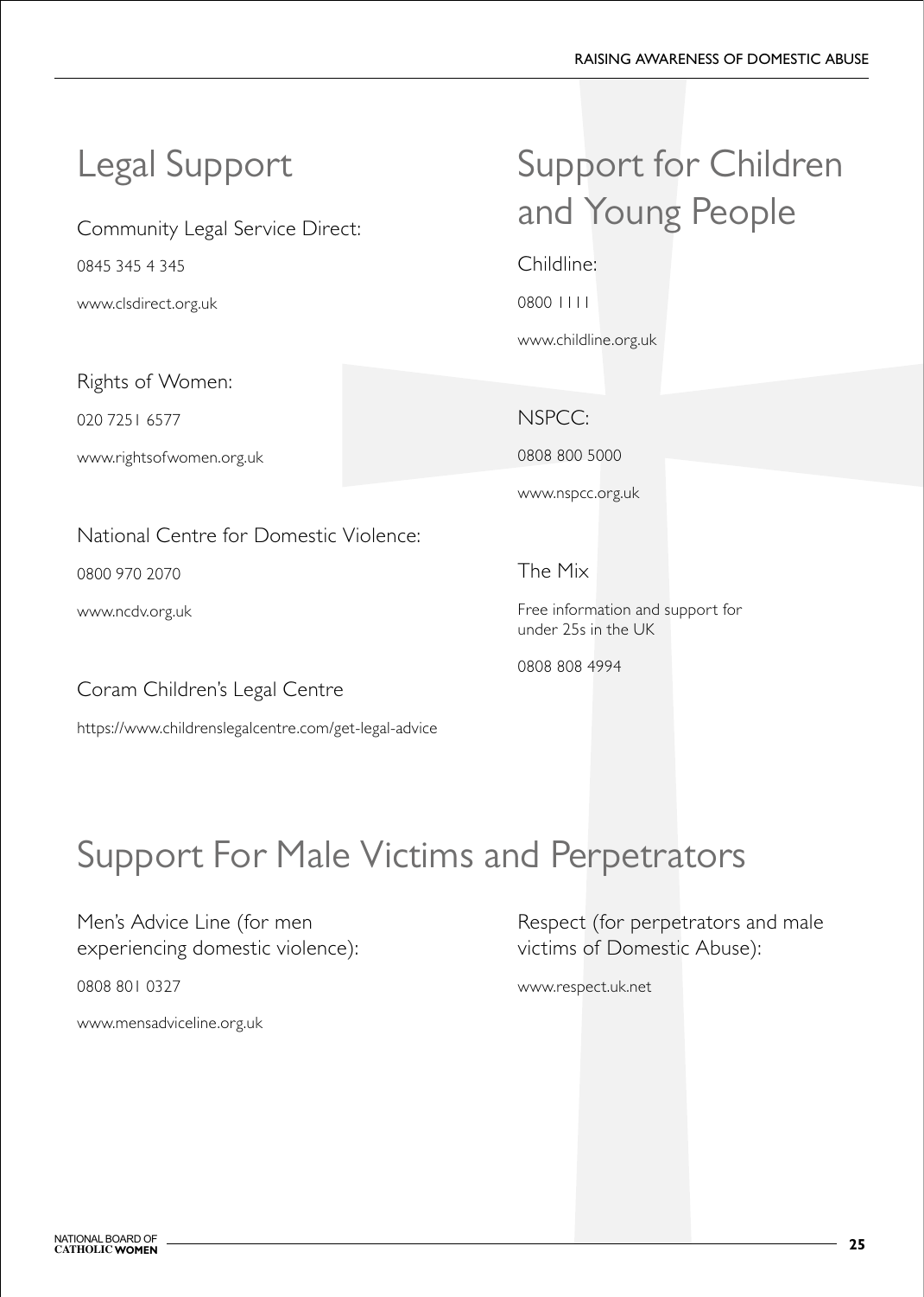## Legal Support

Community Legal Service Direct:

0845 345 4 345

www.clsdirect.org.uk

Rights of Women:

020 7251 6577

www.rightsofwomen.org.uk

National Centre for Domestic Violence:

0800 970 2070

www.ncdv.org.uk

Coram Children's Legal Centre

https://www.childrenslegalcentre.com/get-legal-advice

## Support for Children and Young People

Childline:

0800 1111

www.childline.org.uk

NSPCC:

0808 800 5000

www.nspcc.org.uk

The Mix

Free information and support for under 25s in the UK

0808 808 4994

## Support For Male Victims and Perpetrators

Men's Advice Line (for men experiencing domestic violence):

0808 801 0327

www.mensadviceline.org.uk

Respect (for perpetrators and male victims of Domestic Abuse):

www.respect.uk.net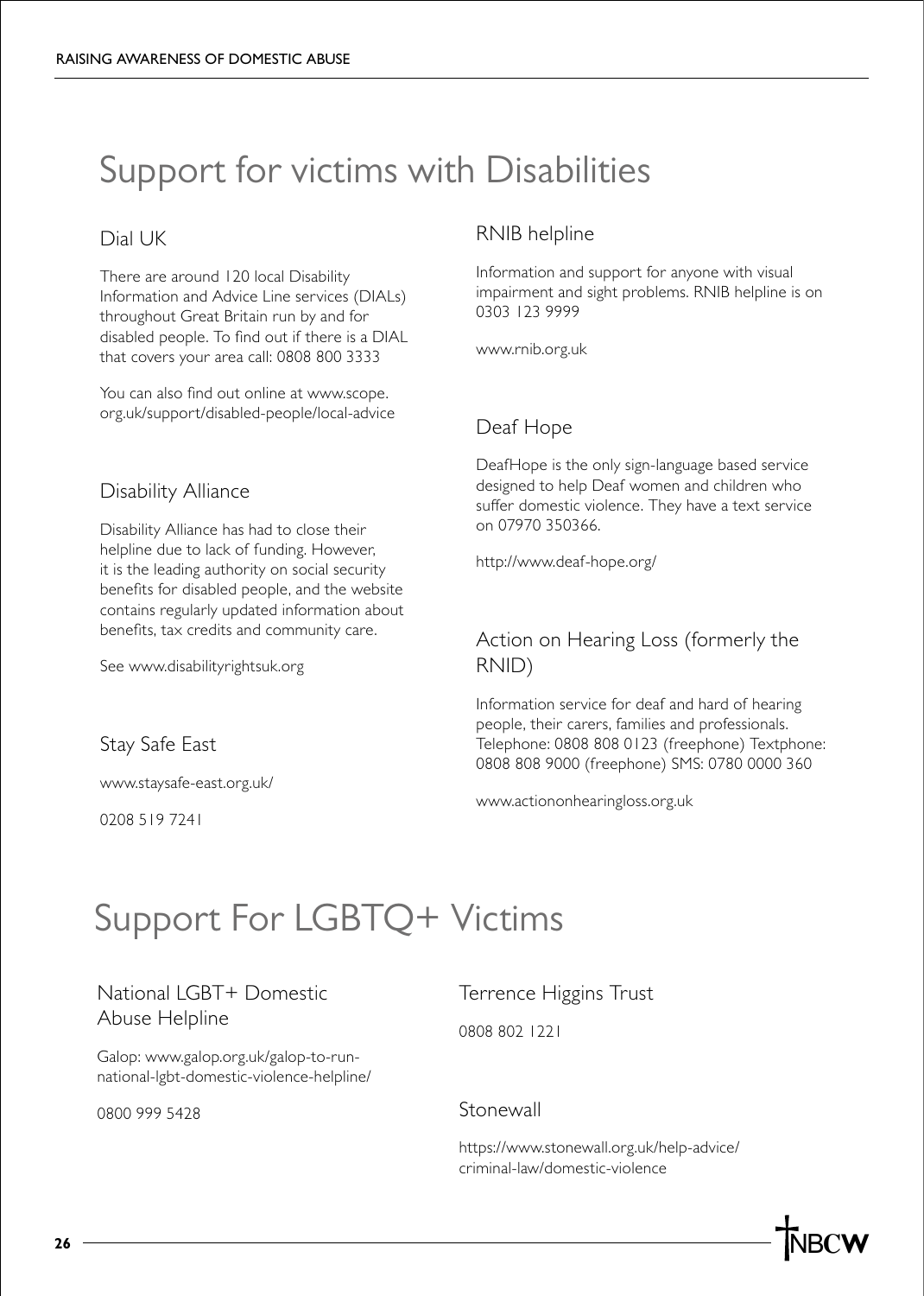# Support for victims with Disabilities

## Dial UK

There are around 120 local Disability Information and Advice Line services (DIALs) throughout Great Britain run by and for disabled people. To find out if there is a DIAL that covers your area call: 0808 800 3333

You can also find out online at www.scope.org.uk/support/disabled-people/local-advice

## Disability Alliance

Disability Alliance has had to close their helpline due to lack of funding. However, it is the leading authority on social security benefits for disabled people, and the website contains regularly updated information about benefits, tax credits and community care.

See www.disabilityrightsuk.org

## Stay Safe East

www.staysafe-east.org.uk/

0208 519 7241

## RNIB helpline

Information and support for anyone with visual impairment and sight problems. RNIB helpline is on 0303 123 9999

www.rnib.org.uk

## Deaf Hope

DeafHope is the only sign-language based service designed to help Deaf women and children who suffer domestic violence. They have a text service on 07970 350366.

http://www.deaf-hope.org/

## Action on Hearing Loss (formerly the RNID)

Information service for deaf and hard of hearing people, their carers, families and professionals. Telephone: 0808 808 0123 (freephone) Textphone: 0808 808 9000 (freephone) SMS: 0780 0000 360

www.actiononhearingloss.org.uk

# Support For LGBTQ+ Victims

## National LGBT+ Domestic Abuse Helpline

Galop: www.galop.org.uk/galop-to-run-national-lgbt-domestic-violence-helpline/

0800 999 5428

## Terrence Higgins Trust

0808 802 1221

## Stonewall

https://www.stonewall.org.uk/help-advice/criminal-law/domestic-violence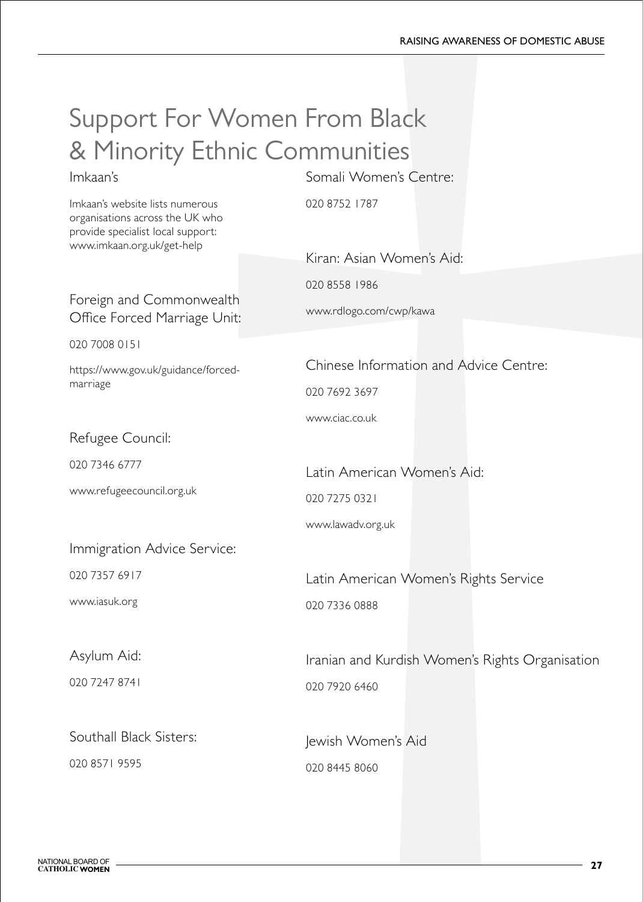# Support For Women From Black & Minority Ethnic Communities

## Imkaan's

Imkaan's website lists numerous organisations across the UK who provide specialist local support: www.imkaan.org.uk/get-help

## Foreign and Commonwealth Office Forced Marriage Unit:

020 7008 0151

https://www.gov.uk/guidance/forced-marriage

## Refugee Council:

020 7346 6777

www.refugeecouncil.org.uk

## Immigration Advice Service:

020 7357 6917

www.iasuk.org

## Asylum Aid:

020 7247 8741

## Southall Black Sisters:

020 8571 9595

## Somali Women's Centre:

020 8752 1787

## Kiran: Asian Women's Aid:

020 8558 1986

www.rdlogo.com/cwp/kawa

## Chinese Information and Advice Centre:

020 7692 3697

www.ciac.co.uk

## Latin American Women's Aid:

020 7275 0321

www.lawadv.org.uk

## Latin American Women's Rights Service

020 7336 0888

## Iranian and Kurdish Women's Rights Organisation

020 7920 6460

## Jewish Women's Aid

020 8445 8060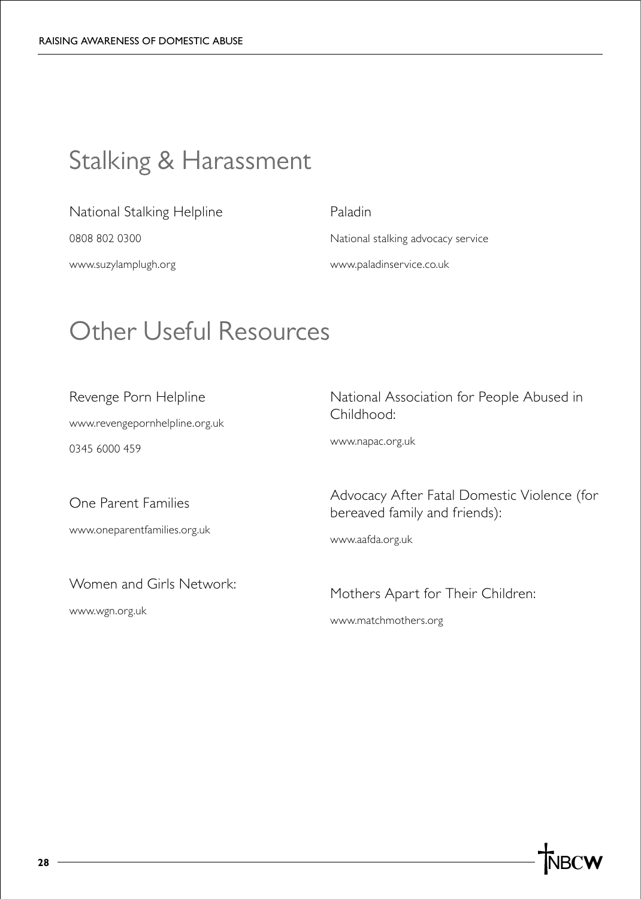## Stalking & Harassment

National Stalking Helpline

0808 802 0300

www.suzylamplugh.org

Paladin

National stalking advocacy service

www.paladinservice.co.uk

## Other Useful Resources

Revenge Porn Helpline

www.revengepornhelpline.org.uk

0345 6000 459

One Parent Families

www.oneparentfamilies.org.uk

Women and Girls Network:

www.wgn.org.uk

National Association for People Abused in Childhood:

www.napac.org.uk

Advocacy After Fatal Domestic Violence (for bereaved family and friends):

www.aafda.org.uk

Mothers Apart for Their Children:

www.matchmothers.org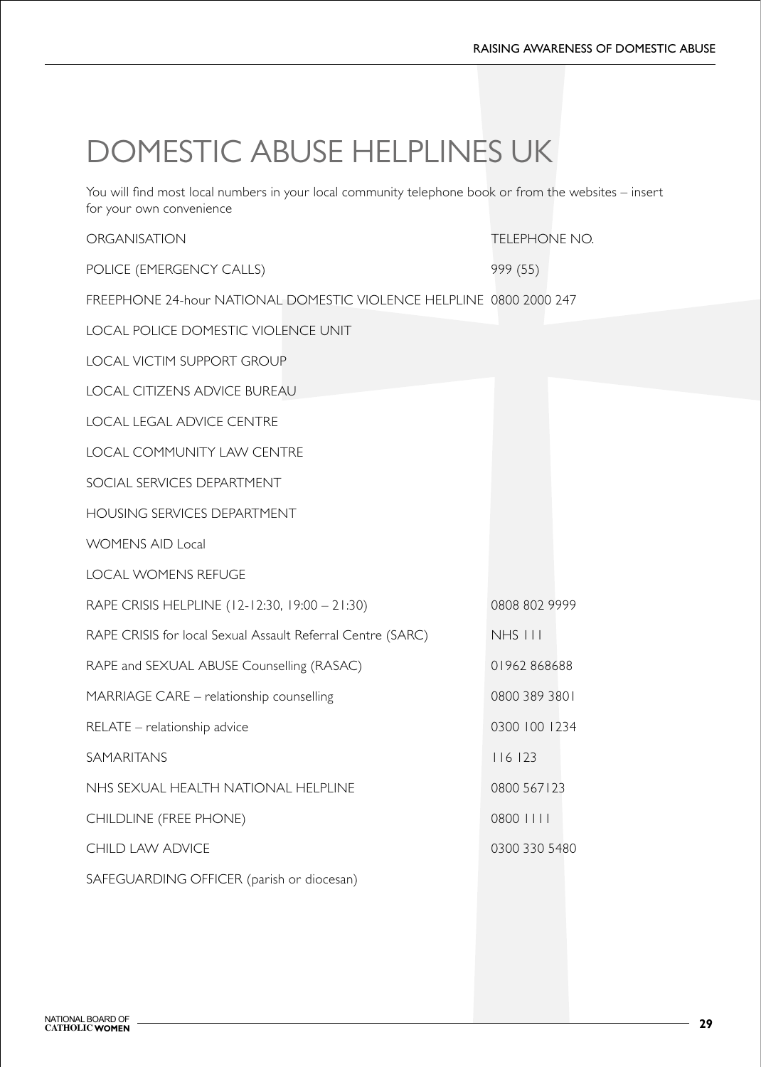# DOMESTIC ABUSE HELPLINES UK

You will find most local numbers in your local community telephone book or from the websites – insert for your own convenience

| ORGANISATION | TELEPHONE NO. |
|---|---|
| POLICE (EMERGENCY CALLS) | 999 (55) |
| FREEPHONE 24-hour NATIONAL DOMESTIC VIOLENCE HELPLINE | 0800 2000 247 |
| LOCAL POLICE DOMESTIC VIOLENCE UNIT | |
| LOCAL VICTIM SUPPORT GROUP | |
| LOCAL CITIZENS ADVICE BUREAU | |
| LOCAL LEGAL ADVICE CENTRE | |
| LOCAL COMMUNITY LAW CENTRE | |
| SOCIAL SERVICES DEPARTMENT | |
| HOUSING SERVICES DEPARTMENT | |
| WOMENS AID Local | |
| LOCAL WOMENS REFUGE | |
| RAPE CRISIS HELPLINE (12-12:30, 19:00 – 21:30) | 0808 802 9999 |
| RAPE CRISIS for local Sexual Assault Referral Centre (SARC) | NHS 111 |
| RAPE and SEXUAL ABUSE Counselling (RASAC) | 01962 868688 |
| MARRIAGE CARE – relationship counselling | 0800 389 3801 |
| RELATE – relationship advice | 0300 100 1234 |
| SAMARITANS | 116 123 |
| NHS SEXUAL HEALTH NATIONAL HELPLINE | 0800 567123 |
| CHILDLINE (FREE PHONE) | 0800 1111 |
| CHILD LAW ADVICE | 0300 330 5480 |
| SAFEGUARDING OFFICER (parish or diocesan) | |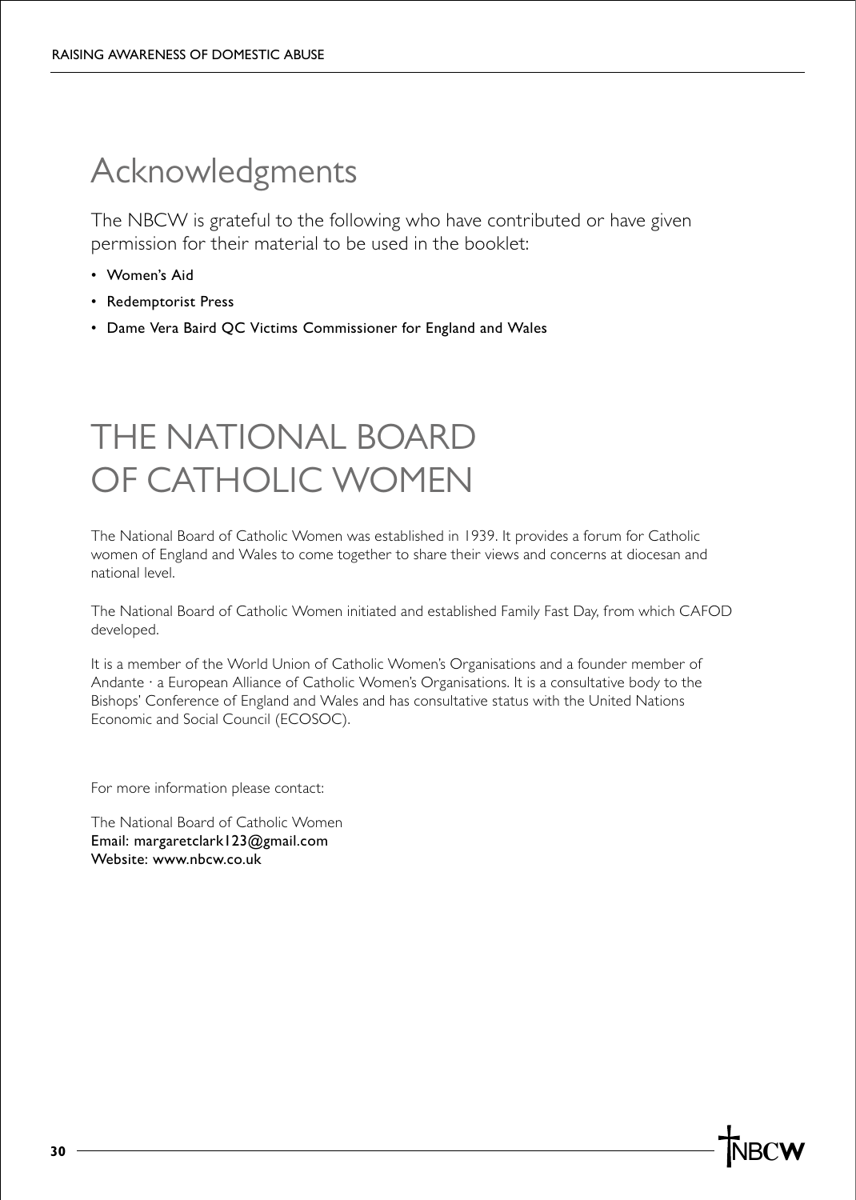# Acknowledgments

The NBCW is grateful to the following who have contributed or have given permission for their material to be used in the booklet:

- Women's Aid
- Redemptorist Press
- Dame Vera Baird QC Victims Commissioner for England and Wales

# THE NATIONAL BOARD OF CATHOLIC WOMEN

The National Board of Catholic Women was established in 1939. It provides a forum for Catholic women of England and Wales to come together to share their views and concerns at diocesan and national level.

The National Board of Catholic Women initiated and established Family Fast Day, from which CAFOD developed.

It is a member of the World Union of Catholic Women's Organisations and a founder member of Andante · a European Alliance of Catholic Women's Organisations. It is a consultative body to the Bishops' Conference of England and Wales and has consultative status with the United Nations Economic and Social Council (ECOSOC).

For more information please contact:

The National Board of Catholic Women
Email: margaretclark123@gmail.com
Website: www.nbcw.co.uk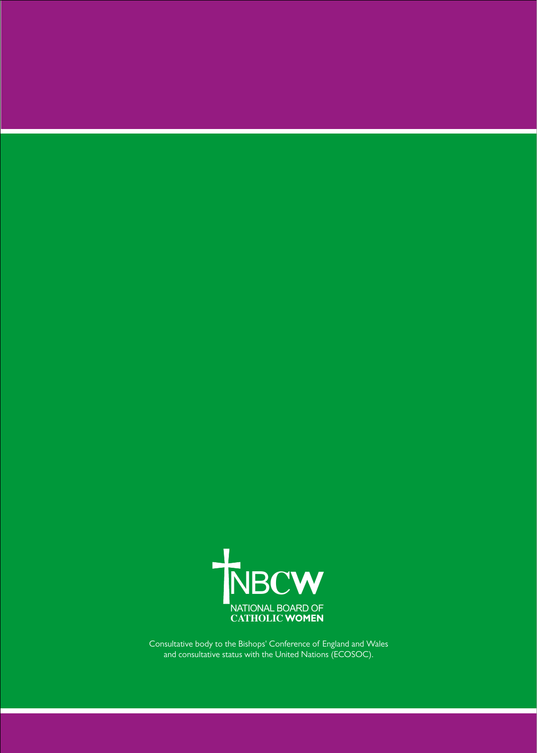NBCW

NATIONAL BOARD OF CATHOLIC WOMEN

Consultative body to the Bishops' Conference of England and Wales and consultative status with the United Nations (ECOSOC).